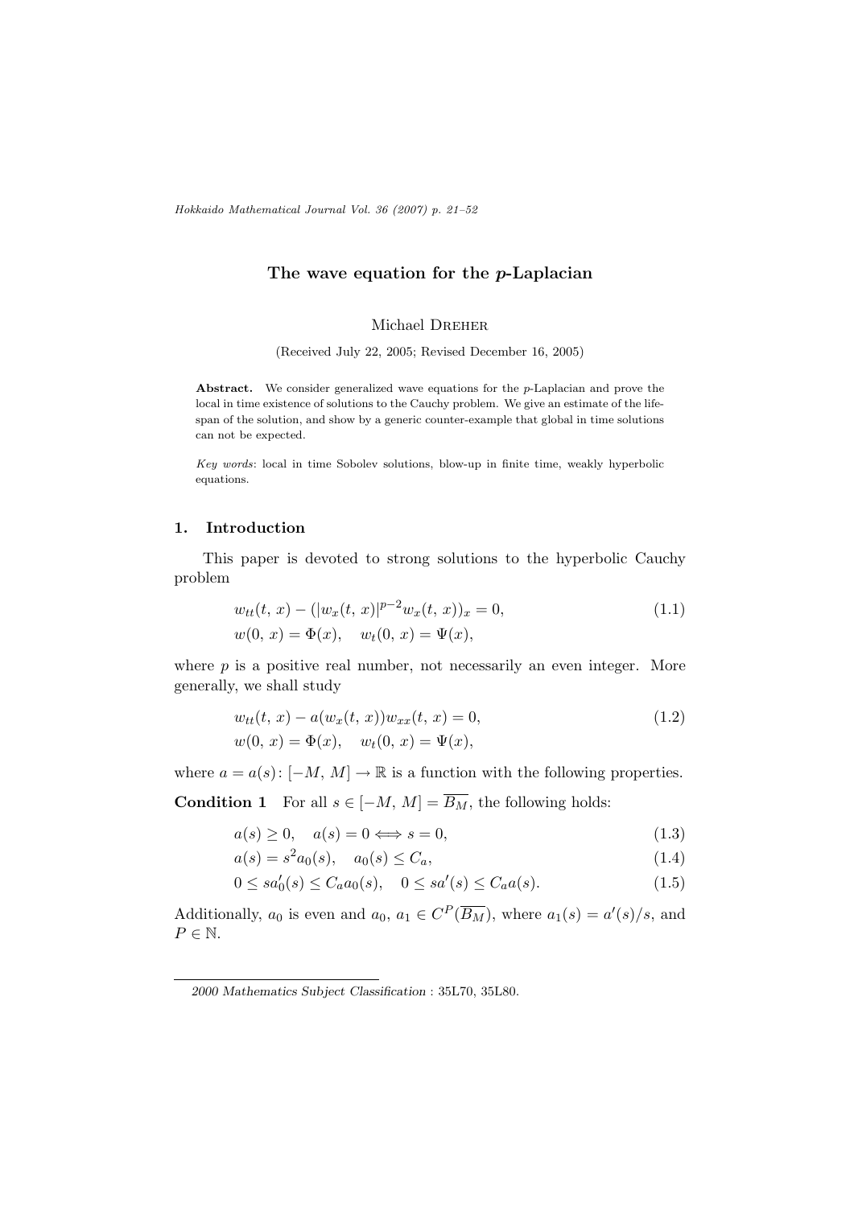# The wave equation for the $p$-Laplacian

Michael Dreher

(Received July 22, 2005; Revised December 16, 2005)

**Abstract.** We consider generalized wave equations for the $p$-Laplacian and prove the local in time existence of solutions to the Cauchy problem. We give an estimate of the life-span of the solution, and show by a generic counter-example that global in time solutions can not be expected.

*Key words*: local in time Sobolev solutions, blow-up in finite time, weakly hyperbolic equations.

## 1. Introduction

This paper is devoted to strong solutions to the hyperbolic Cauchy problem

$$
\begin{aligned}
&w_{tt}(t, x) - (|w_x(t, x)|^{p-2} w_x(t, x))_x = 0, \qquad (1.1)\\
&w(0, x) = \Phi(x), \quad w_t(0, x) = \Psi(x),
\end{aligned}
$$

where $p$ is a positive real number, not necessarily an even integer. More generally, we shall study

$$
\begin{aligned}
&w_{tt}(t, x) - a(w_x(t, x)) w_{xx}(t, x) = 0, \qquad (1.2)\\
&w(0, x) = \Phi(x), \quad w_t(0, x) = \Psi(x),
\end{aligned}
$$

where $a = a(s)\colon [-M, M] \to \mathbb{R}$ is a function with the following properties.

**Condition 1** For all $s \in [-M, M] = \overline{B_M}$, the following holds:

$$
a(s) \geq 0, \quad a(s) = 0 \Longleftrightarrow s = 0, \qquad (1.3)
$$

$$
a(s) = s^2 a_0(s), \quad a_0(s) \leq C_a, \qquad (1.4)
$$

$$
0 \leq s a_0'(s) \leq C_a a_0(s), \quad 0 \leq s a'(s) \leq C_a a(s). \qquad (1.5)
$$

Additionally, $a_0$ is even and $a_0, a_1 \in C^P(\overline{B_M})$, where $a_1(s) = a'(s)/s$, and $P \in \mathbb{N}$.

---

*2000 Mathematics Subject Classification* : 35L70, 35L80.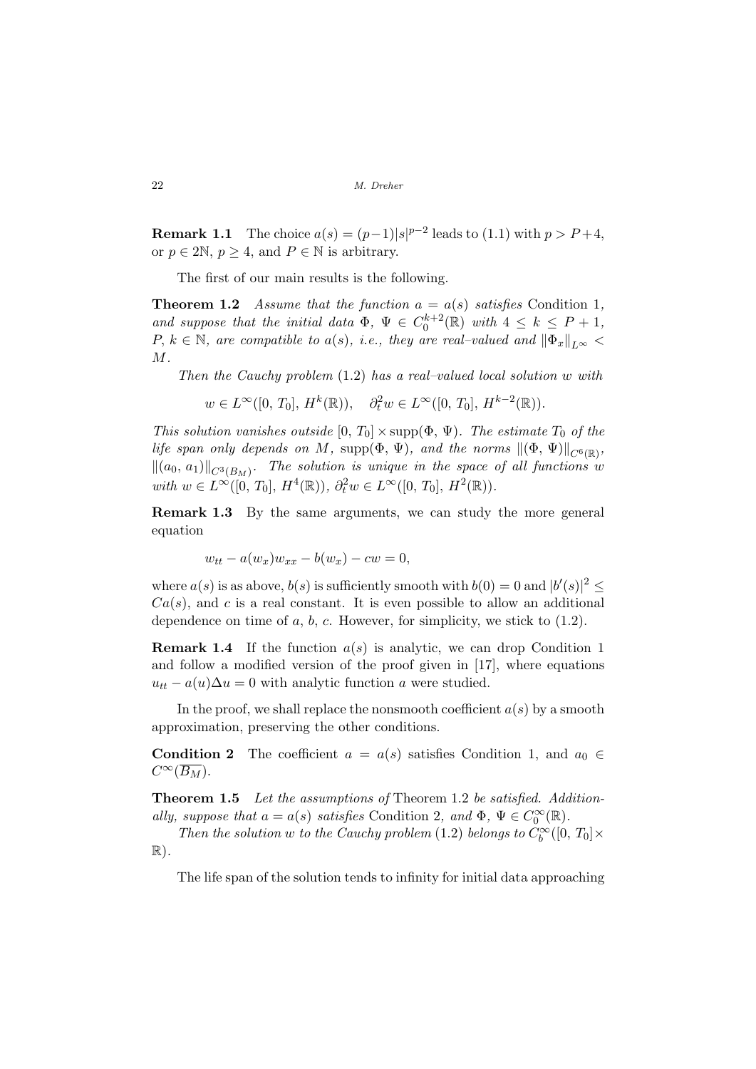**Remark 1.1** The choice $a(s) = (p-1)|s|^{p-2}$ leads to (1.1) with $p > P+4$, or $p \in 2\mathbb{N}$, $p \geq 4$, and $P \in \mathbb{N}$ is arbitrary.

The first of our main results is the following.

**Theorem 1.2** *Assume that the function $a = a(s)$ satisfies* Condition 1*, and suppose that the initial data $\Phi,\ \Psi \in C_0^{k+2}(\mathbb{R})$ with $4 \leq k \leq P+1$, $P,\ k \in \mathbb{N}$, are compatible to $a(s)$, i.e., they are real–valued and $\|\Phi_x\|_{L^\infty} < M$.*

*Then the Cauchy problem* (1.2) *has a real–valued local solution $w$ with*

$$w \in L^\infty([0,\,T_0],\,H^k(\mathbb{R})), \quad \partial_t^2 w \in L^\infty([0,\,T_0],\,H^{k-2}(\mathbb{R})).$$

*This solution vanishes outside $[0,\,T_0] \times \operatorname{supp}(\Phi,\,\Psi)$. The estimate $T_0$ of the life span only depends on $M$, $\operatorname{supp}(\Phi,\,\Psi)$, and the norms $\|(\Phi,\,\Psi)\|_{C^6(\mathbb{R})}$, $\|(a_0,\,a_1)\|_{C^3(B_M)}$. The solution is unique in the space of all functions $w$ with $w \in L^\infty([0,\,T_0],\,H^4(\mathbb{R}))$, $\partial_t^2 w \in L^\infty([0,\,T_0],\,H^2(\mathbb{R}))$.*

**Remark 1.3** By the same arguments, we can study the more general equation

$$w_{tt} - a(w_x)w_{xx} - b(w_x) - cw = 0,$$

where $a(s)$ is as above, $b(s)$ is sufficiently smooth with $b(0) = 0$ and $|b'(s)|^2 \leq Ca(s)$, and $c$ is a real constant. It is even possible to allow an additional dependence on time of $a$, $b$, $c$. However, for simplicity, we stick to (1.2).

**Remark 1.4** If the function $a(s)$ is analytic, we can drop Condition 1 and follow a modified version of the proof given in [17], where equations $u_{tt} - a(u)\Delta u = 0$ with analytic function $a$ were studied.

In the proof, we shall replace the nonsmooth coefficient $a(s)$ by a smooth approximation, preserving the other conditions.

**Condition 2** The coefficient $a = a(s)$ satisfies Condition 1, and $a_0 \in C^\infty(\overline{B_M})$.

**Theorem 1.5** *Let the assumptions of* Theorem 1.2 *be satisfied. Additionally, suppose that $a = a(s)$ satisfies* Condition 2*, and $\Phi,\ \Psi \in C_0^\infty(\mathbb{R})$.*

*Then the solution $w$ to the Cauchy problem* (1.2) *belongs to $C_b^\infty([0,\,T_0] \times \mathbb{R})$.*

The life span of the solution tends to infinity for initial data approaching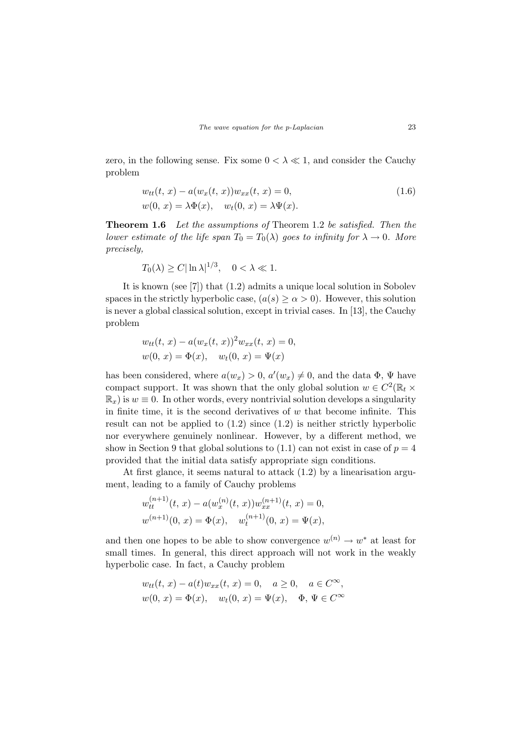zero, in the following sense. Fix some $0 < \lambda \ll 1$, and consider the Cauchy problem

$$
\begin{aligned}
&w_{tt}(t,\, x) - a(w_x(t,\, x))w_{xx}(t,\, x) = 0, \qquad\qquad (1.6)\\
&w(0,\, x) = \lambda\Phi(x), \quad w_t(0,\, x) = \lambda\Psi(x).
\end{aligned}
$$

**Theorem 1.6** *Let the assumptions of* Theorem 1.2 *be satisfied. Then the lower estimate of the life span $T_0 = T_0(\lambda)$ goes to infinity for $\lambda \to 0$. More precisely,*

$$
T_0(\lambda) \geq C|\ln \lambda|^{1/3}, \quad 0 < \lambda \ll 1.
$$

It is known (see [7]) that (1.2) admits a unique local solution in Sobolev spaces in the strictly hyperbolic case, $(a(s) \geq \alpha > 0)$. However, this solution is never a global classical solution, except in trivial cases. In [13], the Cauchy problem

$$
\begin{aligned}
&w_{tt}(t,\, x) - a(w_x(t,\, x))^2 w_{xx}(t,\, x) = 0,\\
&w(0,\, x) = \Phi(x), \quad w_t(0,\, x) = \Psi(x)
\end{aligned}
$$

has been considered, where $a(w_x) > 0$, $a'(w_x) \neq 0$, and the data $\Phi$, $\Psi$ have compact support. It was shown that the only global solution $w \in C^2(\mathbb{R}_t \times \mathbb{R}_x)$ is $w \equiv 0$. In other words, every nontrivial solution develops a singularity in finite time, it is the second derivatives of $w$ that become infinite. This result can not be applied to (1.2) since (1.2) is neither strictly hyperbolic nor everywhere genuinely nonlinear. However, by a different method, we show in Section 9 that global solutions to (1.1) can not exist in case of $p = 4$ provided that the initial data satisfy appropriate sign conditions.

At first glance, it seems natural to attack (1.2) by a linearisation argument, leading to a family of Cauchy problems

$$
\begin{aligned}
&w_{tt}^{(n+1)}(t,\, x) - a(w_x^{(n)}(t,\, x))w_{xx}^{(n+1)}(t,\, x) = 0,\\
&w^{(n+1)}(0,\, x) = \Phi(x), \quad w_t^{(n+1)}(0,\, x) = \Psi(x),
\end{aligned}
$$

and then one hopes to be able to show convergence $w^{(n)} \to w^*$ at least for small times. In general, this direct approach will not work in the weakly hyperbolic case. In fact, a Cauchy problem

$$
\begin{aligned}
&w_{tt}(t,\, x) - a(t)w_{xx}(t,\, x) = 0, \quad a \geq 0, \quad a \in C^\infty,\\
&w(0,\, x) = \Phi(x), \quad w_t(0,\, x) = \Psi(x), \quad \Phi,\, \Psi \in C^\infty
\end{aligned}
$$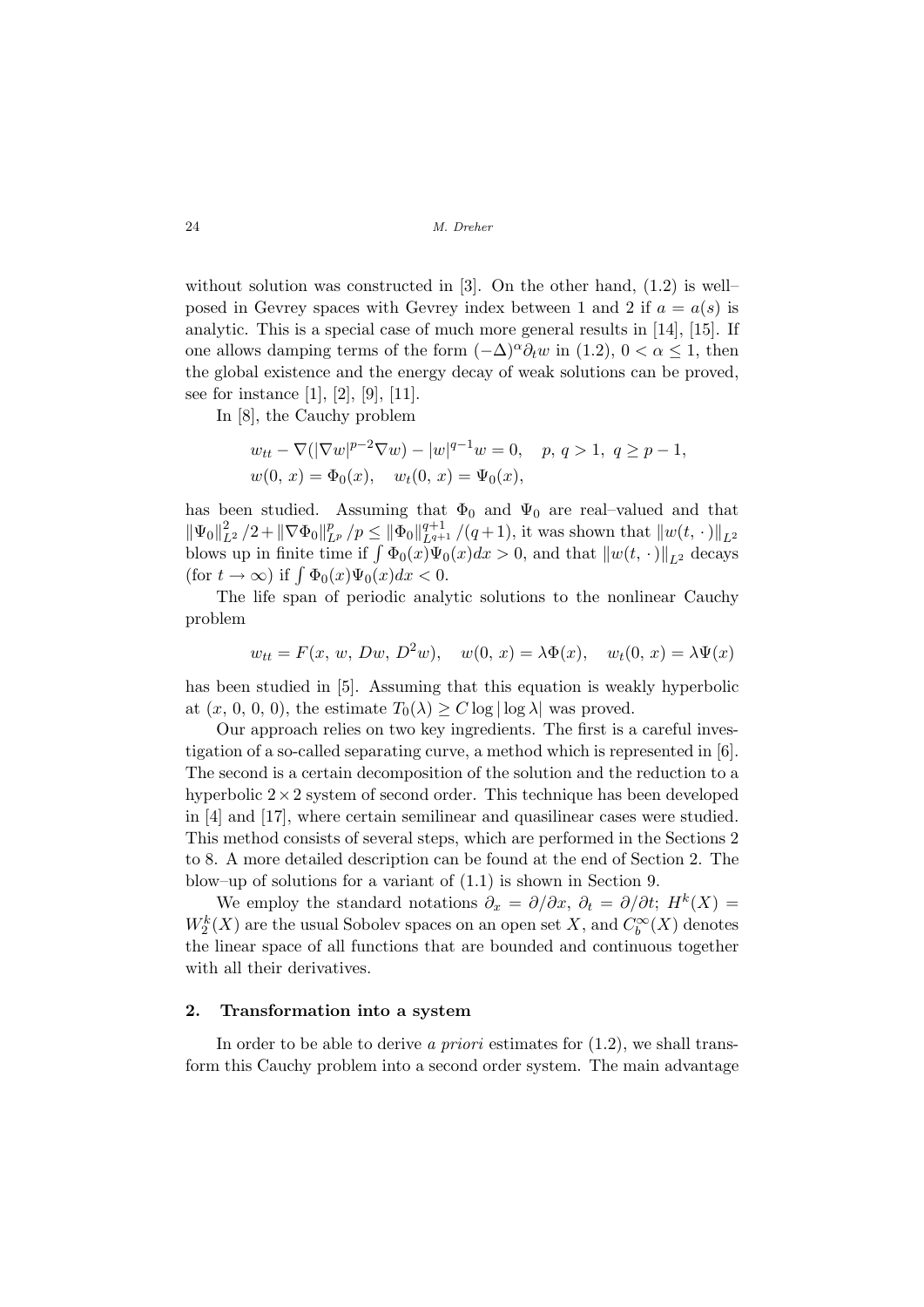without solution was constructed in [3]. On the other hand, (1.2) is well–posed in Gevrey spaces with Gevrey index between 1 and 2 if $a = a(s)$ is analytic. This is a special case of much more general results in [14], [15]. If one allows damping terms of the form $(-\Delta)^\alpha \partial_t w$ in (1.2), $0 < \alpha \leq 1$, then the global existence and the energy decay of weak solutions can be proved, see for instance [1], [2], [9], [11].

In [8], the Cauchy problem

$$
\begin{aligned}
&w_{tt} - \nabla(|\nabla w|^{p-2}\nabla w) - |w|^{q-1}w = 0, \quad p,\, q > 1,\ q \geq p-1,\\
&w(0,\, x) = \Phi_0(x), \quad w_t(0,\, x) = \Psi_0(x),
\end{aligned}
$$

has been studied. Assuming that $\Phi_0$ and $\Psi_0$ are real–valued and that $\|\Psi_0\|_{L^2}^2/2 + \|\nabla\Phi_0\|_{L^p}^p/p \leq \|\Phi_0\|_{L^{q+1}}^{q+1}/(q+1)$, it was shown that $\|w(t,\,\cdot)\|_{L^2}$ blows up in finite time if $\int \Phi_0(x)\Psi_0(x)dx > 0$, and that $\|w(t,\,\cdot)\|_{L^2}$ decays (for $t \to \infty$) if $\int \Phi_0(x)\Psi_0(x)dx < 0$.

The life span of periodic analytic solutions to the nonlinear Cauchy problem

$$
w_{tt} = F(x,\, w,\, Dw,\, D^2w), \quad w(0,\, x) = \lambda\Phi(x), \quad w_t(0,\, x) = \lambda\Psi(x)
$$

has been studied in [5]. Assuming that this equation is weakly hyperbolic at $(x,\, 0,\, 0,\, 0)$, the estimate $T_0(\lambda) \geq C \log|\log\lambda|$ was proved.

Our approach relies on two key ingredients. The first is a careful investigation of a so-called separating curve, a method which is represented in [6]. The second is a certain decomposition of the solution and the reduction to a hyperbolic $2\times 2$ system of second order. This technique has been developed in [4] and [17], where certain semilinear and quasilinear cases were studied. This method consists of several steps, which are performed in the Sections 2 to 8. A more detailed description can be found at the end of Section 2. The blow–up of solutions for a variant of (1.1) is shown in Section 9.

We employ the standard notations $\partial_x = \partial/\partial x$, $\partial_t = \partial/\partial t$; $H^k(X) = W_2^k(X)$ are the usual Sobolev spaces on an open set $X$, and $C_b^\infty(X)$ denotes the linear space of all functions that are bounded and continuous together with all their derivatives.

## 2. Transformation into a system

In order to be able to derive *a priori* estimates for (1.2), we shall transform this Cauchy problem into a second order system. The main advantage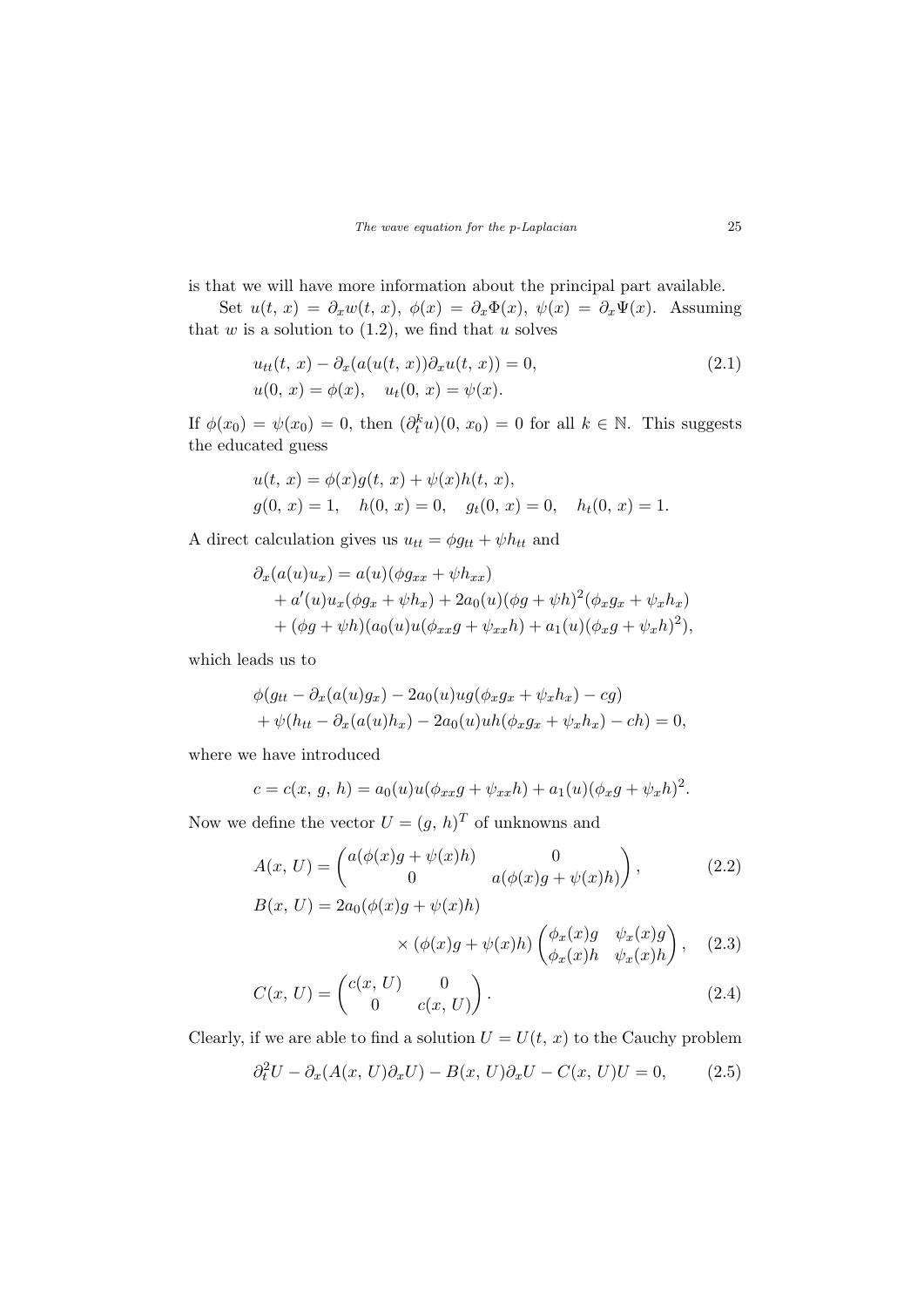is that we will have more information about the principal part available.

Set $u(t, x) = \partial_x w(t, x)$, $\phi(x) = \partial_x \Phi(x)$, $\psi(x) = \partial_x \Psi(x)$. Assuming that $w$ is a solution to (1.2), we find that $u$ solves

$$
\begin{aligned}
&u_{tt}(t, x) - \partial_x(a(u(t, x))\partial_x u(t, x)) = 0, \\
&u(0, x) = \phi(x), \quad u_t(0, x) = \psi(x).
\end{aligned}
\tag{2.1}
$$

If $\phi(x_0) = \psi(x_0) = 0$, then $(\partial_t^k u)(0, x_0) = 0$ for all $k \in \mathbb{N}$. This suggests the educated guess

$$
\begin{aligned}
&u(t, x) = \phi(x)g(t, x) + \psi(x)h(t, x), \\
&g(0, x) = 1, \quad h(0, x) = 0, \quad g_t(0, x) = 0, \quad h_t(0, x) = 1.
\end{aligned}
$$

A direct calculation gives us $u_{tt} = \phi g_{tt} + \psi h_{tt}$ and

$$
\begin{aligned}
\partial_x(a(u)u_x) &= a(u)(\phi g_{xx} + \psi h_{xx}) \\
&\quad + a'(u)u_x(\phi g_x + \psi h_x) + 2a_0(u)(\phi g + \psi h)^2(\phi_x g_x + \psi_x h_x) \\
&\quad + (\phi g + \psi h)(a_0(u)u(\phi_{xx} g + \psi_{xx} h) + a_1(u)(\phi_x g + \psi_x h)^2),
\end{aligned}
$$

which leads us to

$$
\begin{aligned}
&\phi(g_{tt} - \partial_x(a(u)g_x) - 2a_0(u)ug(\phi_x g_x + \psi_x h_x) - cg) \\
&+ \psi(h_{tt} - \partial_x(a(u)h_x) - 2a_0(u)uh(\phi_x g_x + \psi_x h_x) - ch) = 0,
\end{aligned}
$$

where we have introduced

$$
c = c(x, g, h) = a_0(u)u(\phi_{xx} g + \psi_{xx} h) + a_1(u)(\phi_x g + \psi_x h)^2.
$$

Now we define the vector $U = (g, h)^T$ of unknowns and

$$
A(x, U) = \begin{pmatrix} a(\phi(x)g + \psi(x)h) & 0 \\ 0 & a(\phi(x)g + \psi(x)h) \end{pmatrix}, \tag{2.2}
$$

$$
\begin{aligned}
B(x, U) &= 2a_0(\phi(x)g + \psi(x)h) \\
&\qquad \times (\phi(x)g + \psi(x)h) \begin{pmatrix} \phi_x(x)g & \psi_x(x)g \\ \phi_x(x)h & \psi_x(x)h \end{pmatrix},
\end{aligned}
\tag{2.3}
$$

$$
C(x, U) = \begin{pmatrix} c(x, U) & 0 \\ 0 & c(x, U) \end{pmatrix}. \tag{2.4}
$$

Clearly, if we are able to find a solution $U = U(t, x)$ to the Cauchy problem

$$
\partial_t^2 U - \partial_x(A(x, U)\partial_x U) - B(x, U)\partial_x U - C(x, U)U = 0, \tag{2.5}
$$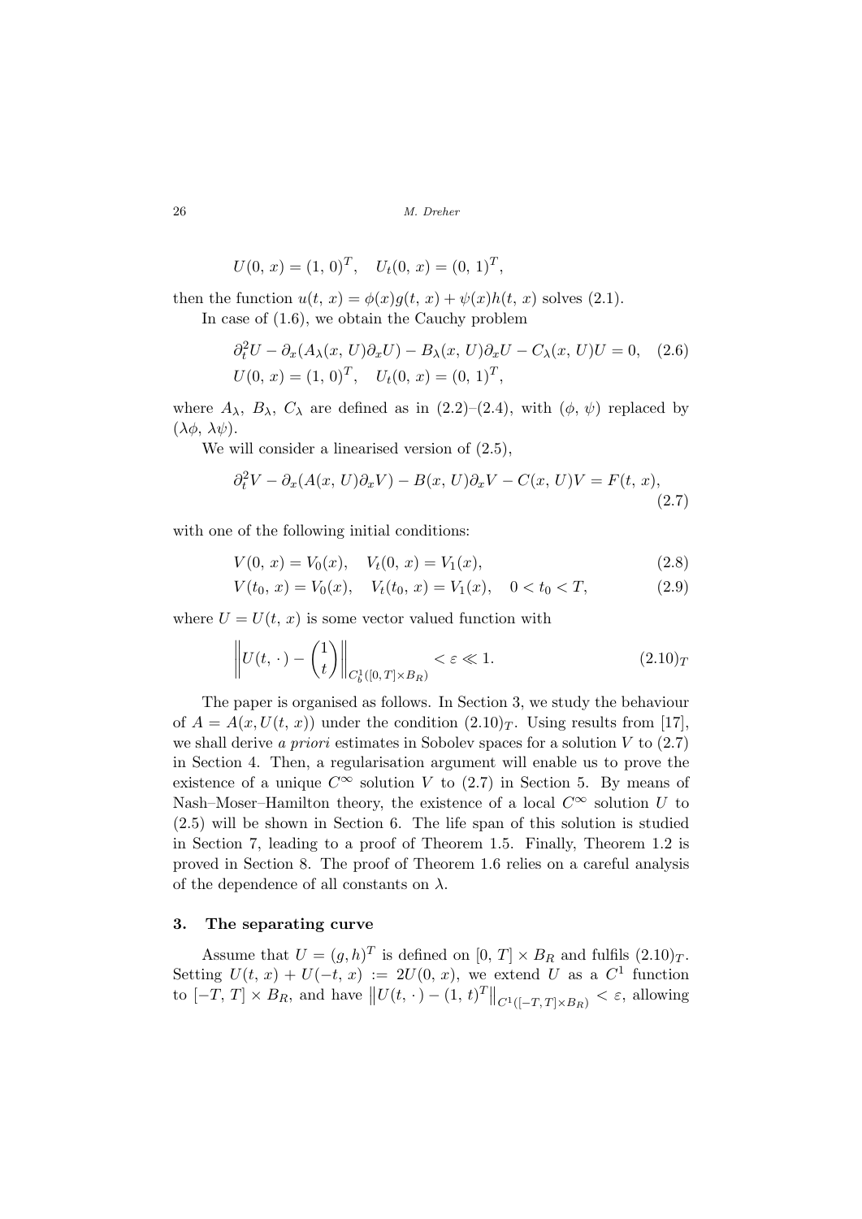$$U(0, x) = (1, 0)^T, \quad U_t(0, x) = (0, 1)^T,$$

then the function $u(t, x) = \phi(x)g(t, x) + \psi(x)h(t, x)$ solves (2.1).

In case of (1.6), we obtain the Cauchy problem

$$\begin{aligned} &\partial_t^2 U - \partial_x(A_\lambda(x, U)\partial_x U) - B_\lambda(x, U)\partial_x U - C_\lambda(x, U)U = 0, \quad (2.6)\\ &U(0, x) = (1, 0)^T, \quad U_t(0, x) = (0, 1)^T, \end{aligned}$$

where $A_\lambda$, $B_\lambda$, $C_\lambda$ are defined as in (2.2)–(2.4), with $(\phi, \psi)$ replaced by $(\lambda\phi, \lambda\psi)$.

We will consider a linearised version of (2.5),

$$\partial_t^2 V - \partial_x(A(x, U)\partial_x V) - B(x, U)\partial_x V - C(x, U)V = F(t, x), \tag{2.7}$$

with one of the following initial conditions:

$$V(0, x) = V_0(x), \quad V_t(0, x) = V_1(x), \tag{2.8}$$

$$V(t_0, x) = V_0(x), \quad V_t(t_0, x) = V_1(x), \quad 0 < t_0 < T, \tag{2.9}$$

where $U = U(t, x)$ is some vector valued function with

$$\left\| U(t, \cdot) - \begin{pmatrix} 1 \\ t \end{pmatrix} \right\|_{C_b^1([0, T] \times B_R)} < \varepsilon \ll 1. \tag{$2.10_T$}$$

The paper is organised as follows. In Section 3, we study the behaviour of $A = A(x, U(t, x))$ under the condition $(2.10)_T$. Using results from [17], we shall derive *a priori* estimates in Sobolev spaces for a solution $V$ to (2.7) in Section 4. Then, a regularisation argument will enable us to prove the existence of a unique $C^\infty$ solution $V$ to (2.7) in Section 5. By means of Nash–Moser–Hamilton theory, the existence of a local $C^\infty$ solution $U$ to (2.5) will be shown in Section 6. The life span of this solution is studied in Section 7, leading to a proof of Theorem 1.5. Finally, Theorem 1.2 is proved in Section 8. The proof of Theorem 1.6 relies on a careful analysis of the dependence of all constants on $\lambda$.

## 3. The separating curve

Assume that $U = (g, h)^T$ is defined on $[0, T] \times B_R$ and fulfils $(2.10)_T$. Setting $U(t, x) + U(-t, x) := 2U(0, x)$, we extend $U$ as a $C^1$ function to $[-T, T] \times B_R$, and have $\left\| U(t, \cdot) - (1, t)^T \right\|_{C^1([-T, T] \times B_R)} < \varepsilon$, allowing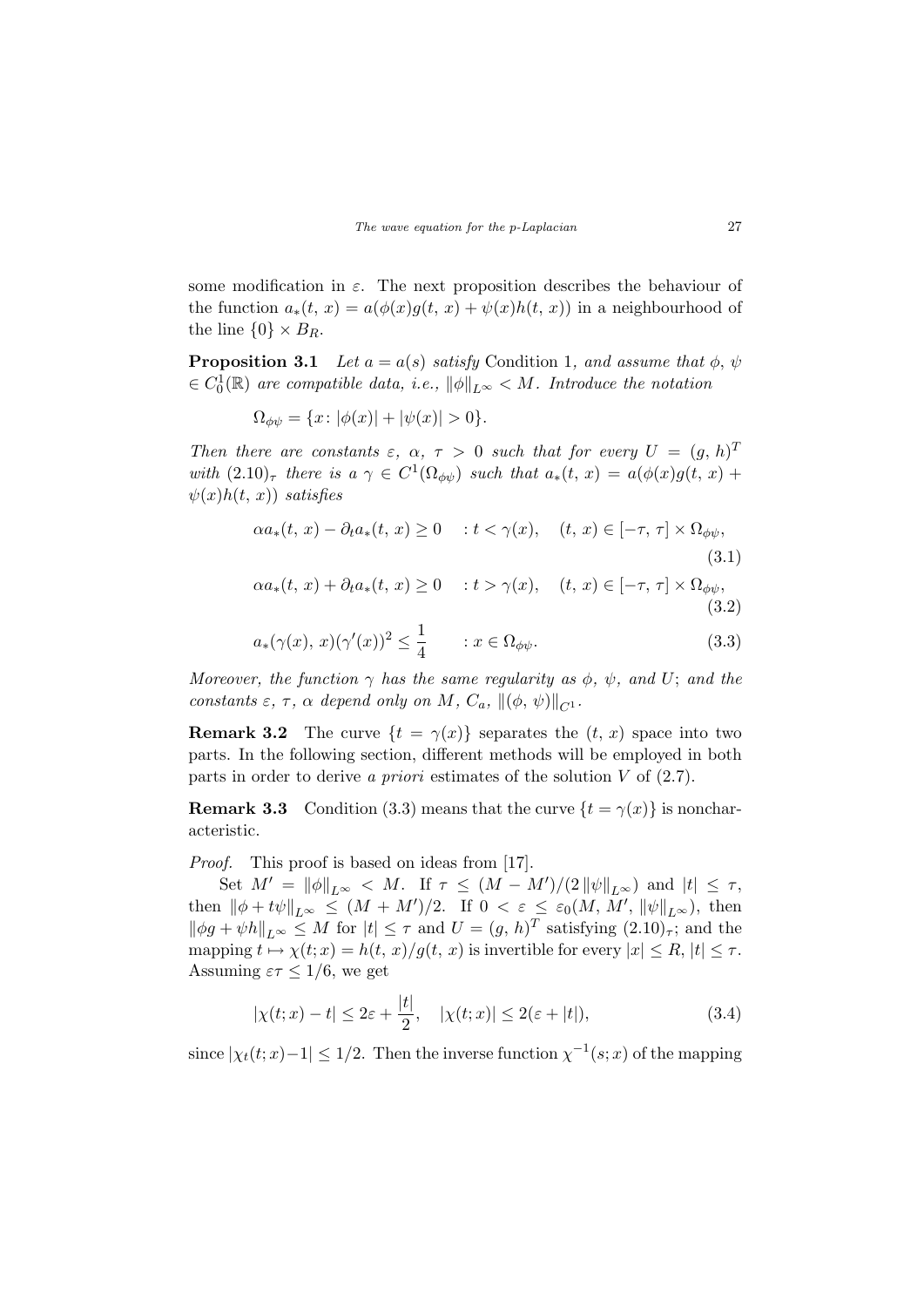some modification in $\varepsilon$. The next proposition describes the behaviour of the function $a_*(t, x) = a(\phi(x)g(t, x) + \psi(x)h(t, x))$ in a neighbourhood of the line $\{0\} \times B_R$.

**Proposition 3.1** *Let $a = a(s)$ satisfy* Condition 1*, and assume that $\phi$, $\psi$ $\in C^1_0(\mathbb{R})$ are compatible data, i.e., $\|\phi\|_{L^\infty} < M$. Introduce the notation*

$$\Omega_{\phi\psi} = \{x \colon |\phi(x)| + |\psi(x)| > 0\}.$$

*Then there are constants $\varepsilon$, $\alpha$, $\tau > 0$ such that for every $U = (g, h)^T$ with $(2.10)_\tau$ there is a $\gamma \in C^1(\Omega_{\phi\psi})$ such that $a_*(t, x) = a(\phi(x)g(t, x) + \psi(x)h(t, x))$ satisfies*

$$\alpha a_*(t, x) - \partial_t a_*(t, x) \geq 0 \quad : t < \gamma(x), \quad (t, x) \in [-\tau, \tau] \times \Omega_{\phi\psi}, \tag{3.1}$$

$$\alpha a_*(t, x) + \partial_t a_*(t, x) \geq 0 \quad : t > \gamma(x), \quad (t, x) \in [-\tau, \tau] \times \Omega_{\phi\psi}, \tag{3.2}$$

$$a_*(\gamma(x), x)(\gamma'(x))^2 \leq \frac{1}{4} \qquad : x \in \Omega_{\phi\psi}. \tag{3.3}$$

*Moreover, the function $\gamma$ has the same regularity as $\phi$, $\psi$, and $U$; and the constants $\varepsilon$, $\tau$, $\alpha$ depend only on $M$, $C_a$, $\|(\phi, \psi)\|_{C^1}$.*

**Remark 3.2** The curve $\{t = \gamma(x)\}$ separates the $(t, x)$ space into two parts. In the following section, different methods will be employed in both parts in order to derive *a priori* estimates of the solution $V$ of (2.7).

**Remark 3.3** Condition (3.3) means that the curve $\{t = \gamma(x)\}$ is noncharacteristic.

*Proof.* This proof is based on ideas from [17].

Set $M' = \|\phi\|_{L^\infty} < M$. If $\tau \leq (M - M')/(2\|\psi\|_{L^\infty})$ and $|t| \leq \tau$, then $\|\phi + t\psi\|_{L^\infty} \leq (M + M')/2$. If $0 < \varepsilon \leq \varepsilon_0(M, M', \|\psi\|_{L^\infty})$, then $\|\phi g + \psi h\|_{L^\infty} \leq M$ for $|t| \leq \tau$ and $U = (g, h)^T$ satisfying $(2.10)_\tau$; and the mapping $t \mapsto \chi(t; x) = h(t, x)/g(t, x)$ is invertible for every $|x| \leq R$, $|t| \leq \tau$. Assuming $\varepsilon\tau \leq 1/6$, we get

$$|\chi(t; x) - t| \leq 2\varepsilon + \frac{|t|}{2}, \quad |\chi(t; x)| \leq 2(\varepsilon + |t|), \tag{3.4}$$

since $|\chi_t(t; x) - 1| \leq 1/2$. Then the inverse function $\chi^{-1}(s; x)$ of the mapping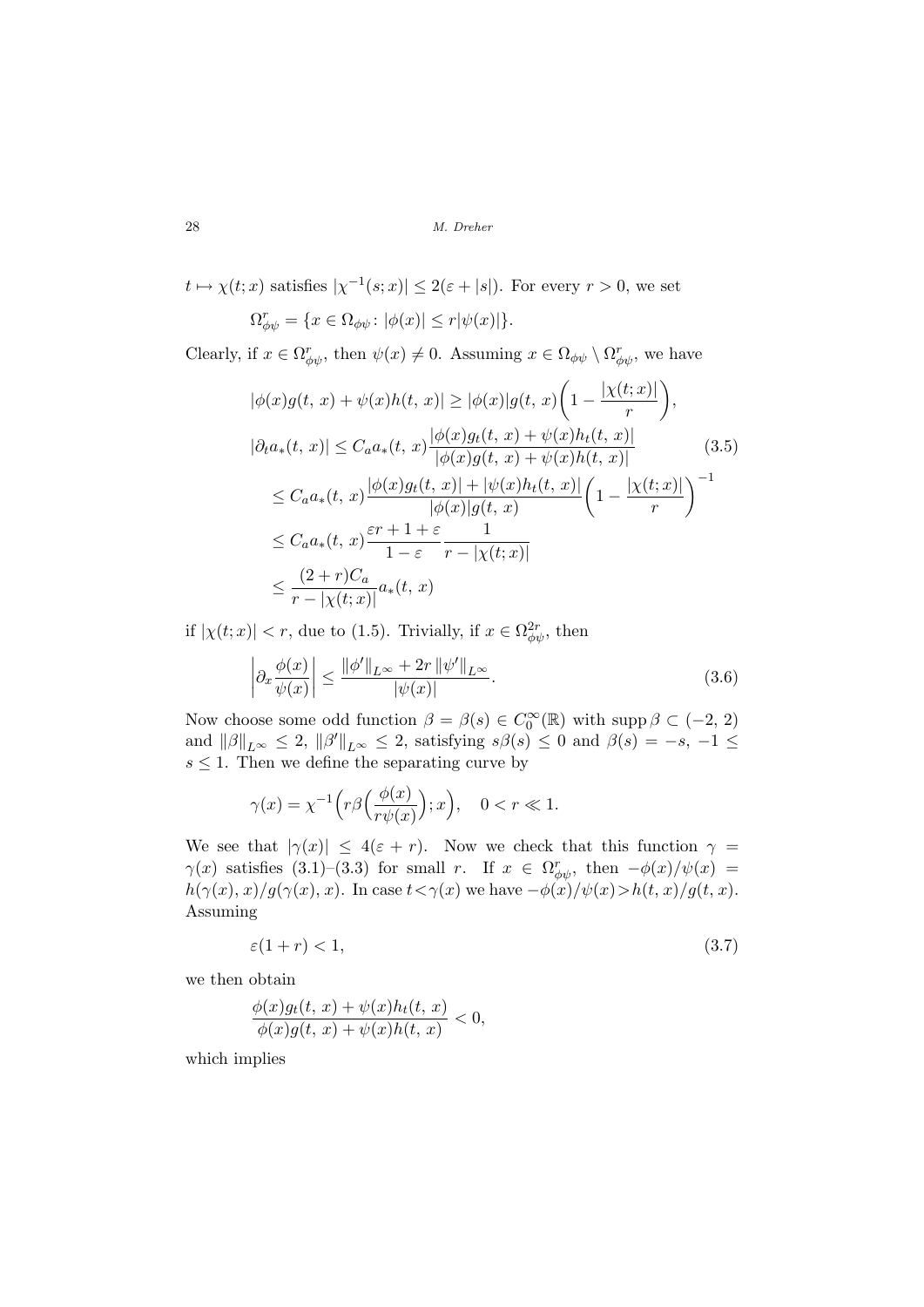$t \mapsto \chi(t; x)$ satisfies $|\chi^{-1}(s; x)| \le 2(\varepsilon + |s|)$. For every $r > 0$, we set

$$\Omega^r_{\phi\psi} = \{x \in \Omega_{\phi\psi} \colon |\phi(x)| \le r|\psi(x)|\}.$$

Clearly, if $x \in \Omega^r_{\phi\psi}$, then $\psi(x) \neq 0$. Assuming $x \in \Omega_{\phi\psi} \setminus \Omega^r_{\phi\psi}$, we have

$$\begin{aligned}
&|\phi(x)g(t,\, x) + \psi(x)h(t,\, x)| \ge |\phi(x)|g(t,\, x)\left(1 - \frac{|\chi(t; x)|}{r}\right),\\
&|\partial_t a_*(t,\, x)| \le C_a a_*(t,\, x)\frac{|\phi(x)g_t(t,\, x) + \psi(x)h_t(t,\, x)|}{|\phi(x)g(t,\, x) + \psi(x)h(t,\, x)|} \qquad (3.5)\\
&\quad \le C_a a_*(t,\, x)\frac{|\phi(x)g_t(t,\, x)| + |\psi(x)h_t(t,\, x)|}{|\phi(x)|g(t,\, x)}\left(1 - \frac{|\chi(t; x)|}{r}\right)^{-1}\\
&\quad \le C_a a_*(t,\, x)\frac{\varepsilon r + 1 + \varepsilon}{1 - \varepsilon}\,\frac{1}{r - |\chi(t; x)|}\\
&\quad \le \frac{(2 + r)C_a}{r - |\chi(t; x)|}a_*(t,\, x)
\end{aligned}$$

if $|\chi(t; x)| < r$, due to (1.5). Trivially, if $x \in \Omega^{2r}_{\phi\psi}$, then

$$\left|\partial_x \frac{\phi(x)}{\psi(x)}\right| \le \frac{\|\phi'\|_{L^\infty} + 2r\,\|\psi'\|_{L^\infty}}{|\psi(x)|}. \qquad (3.6)$$

Now choose some odd function $\beta = \beta(s) \in C^\infty_0(\mathbb{R})$ with $\operatorname{supp}\beta \subset (-2,\, 2)$ and $\|\beta\|_{L^\infty} \le 2$, $\|\beta'\|_{L^\infty} \le 2$, satisfying $s\beta(s) \le 0$ and $\beta(s) = -s$, $-1 \le s \le 1$. Then we define the separating curve by

$$\gamma(x) = \chi^{-1}\Big(r\beta\Big(\frac{\phi(x)}{r\psi(x)}\Big); x\Big), \quad 0 < r \ll 1.$$

We see that $|\gamma(x)| \le 4(\varepsilon + r)$. Now we check that this function $\gamma = \gamma(x)$ satisfies (3.1)–(3.3) for small $r$. If $x \in \Omega^r_{\phi\psi}$, then $-\phi(x)/\psi(x) = h(\gamma(x), x)/g(\gamma(x), x)$. In case $t < \gamma(x)$ we have $-\phi(x)/\psi(x) > h(t, x)/g(t, x)$. Assuming

$$\varepsilon(1 + r) < 1, \qquad (3.7)$$

we then obtain

$$\frac{\phi(x)g_t(t,\, x) + \psi(x)h_t(t,\, x)}{\phi(x)g(t,\, x) + \psi(x)h(t,\, x)} < 0,$$

which implies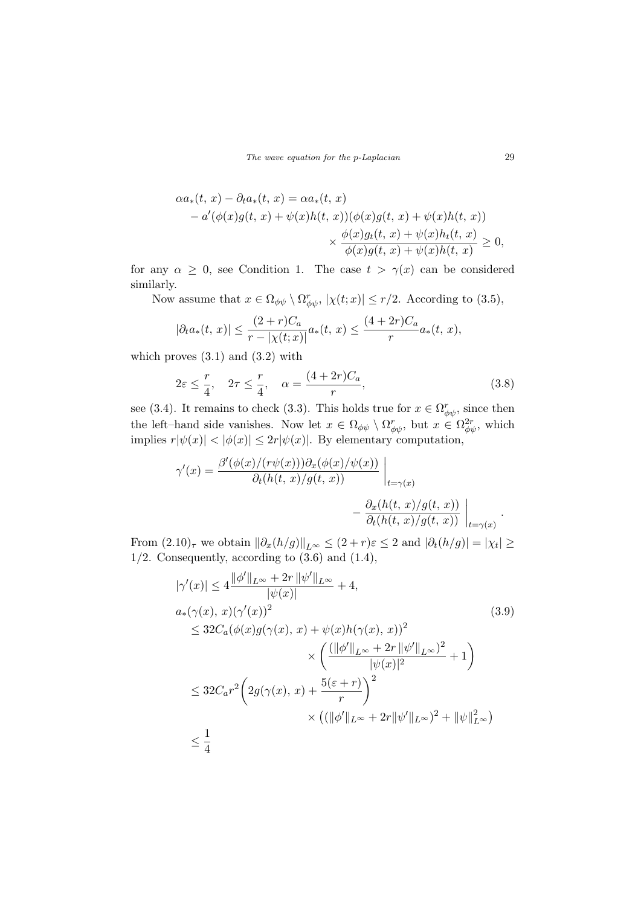$$
\begin{aligned}
\alpha a_*(t,\,x) - \partial_t a_*(t,\,x) &= \alpha a_*(t,\,x) \\
&\quad - a'(\phi(x)g(t,\,x) + \psi(x)h(t,\,x))(\phi(x)g(t,\,x) + \psi(x)h(t,\,x)) \\
&\qquad \times \frac{\phi(x)g_t(t,\,x) + \psi(x)h_t(t,\,x)}{\phi(x)g(t,\,x) + \psi(x)h(t,\,x)} \geq 0,
\end{aligned}
$$

for any $\alpha \geq 0$, see Condition 1. The case $t > \gamma(x)$ can be considered similarly.

Now assume that $x \in \Omega_{\phi\psi} \setminus \Omega^r_{\phi\psi}$, $|\chi(t;x)| \leq r/2$. According to (3.5),

$$
|\partial_t a_*(t,\,x)| \leq \frac{(2+r)C_a}{r - |\chi(t;x)|} a_*(t,\,x) \leq \frac{(4+2r)C_a}{r} a_*(t,\,x),
$$

which proves (3.1) and (3.2) with

$$
2\varepsilon \leq \frac{r}{4}, \quad 2\tau \leq \frac{r}{4}, \quad \alpha = \frac{(4+2r)C_a}{r}, \tag{3.8}
$$

see (3.4). It remains to check (3.3). This holds true for $x \in \Omega^r_{\phi\psi}$, since then the left–hand side vanishes. Now let $x \in \Omega_{\phi\psi} \setminus \Omega^r_{\phi\psi}$, but $x \in \Omega^{2r}_{\phi\psi}$, which implies $r|\psi(x)| < |\phi(x)| \leq 2r|\psi(x)|$. By elementary computation,

$$
\gamma'(x) = \frac{\beta'(\phi(x)/(r\psi(x)))\partial_x(\phi(x)/\psi(x))}{\partial_t(h(t,\,x)/g(t,\,x))}\,\bigg|_{t=\gamma(x)} - \frac{\partial_x(h(t,\,x)/g(t,\,x))}{\partial_t(h(t,\,x)/g(t,\,x))}\,\bigg|_{t=\gamma(x)}.
$$

From $(2.10)_\tau$ we obtain $\|\partial_x(h/g)\|_{L^\infty} \leq (2+r)\varepsilon \leq 2$ and $|\partial_t(h/g)| = |\chi_t| \geq 1/2$. Consequently, according to (3.6) and (1.4),

$$
\begin{aligned}
|\gamma'(x)| &\leq 4\frac{\|\phi'\|_{L^\infty} + 2r\,\|\psi'\|_{L^\infty}}{|\psi(x)|} + 4, \\
a_*(\gamma(x),\,x)(\gamma'(x))^2 & \\
&\leq 32C_a(\phi(x)g(\gamma(x),\,x) + \psi(x)h(\gamma(x),\,x))^2 \\
&\qquad \times \left(\frac{(\|\phi'\|_{L^\infty} + 2r\,\|\psi'\|_{L^\infty})^2}{|\psi(x)|^2} + 1\right) \\
&\leq 32C_a r^2\bigg(2g(\gamma(x),\,x) + \frac{5(\varepsilon+r)}{r}\bigg)^2 \\
&\qquad \times \left((\|\phi'\|_{L^\infty} + 2r\|\psi'\|_{L^\infty})^2 + \|\psi\|^2_{L^\infty}\right) \\
&\leq \frac{1}{4}
\end{aligned} \tag{3.9}
$$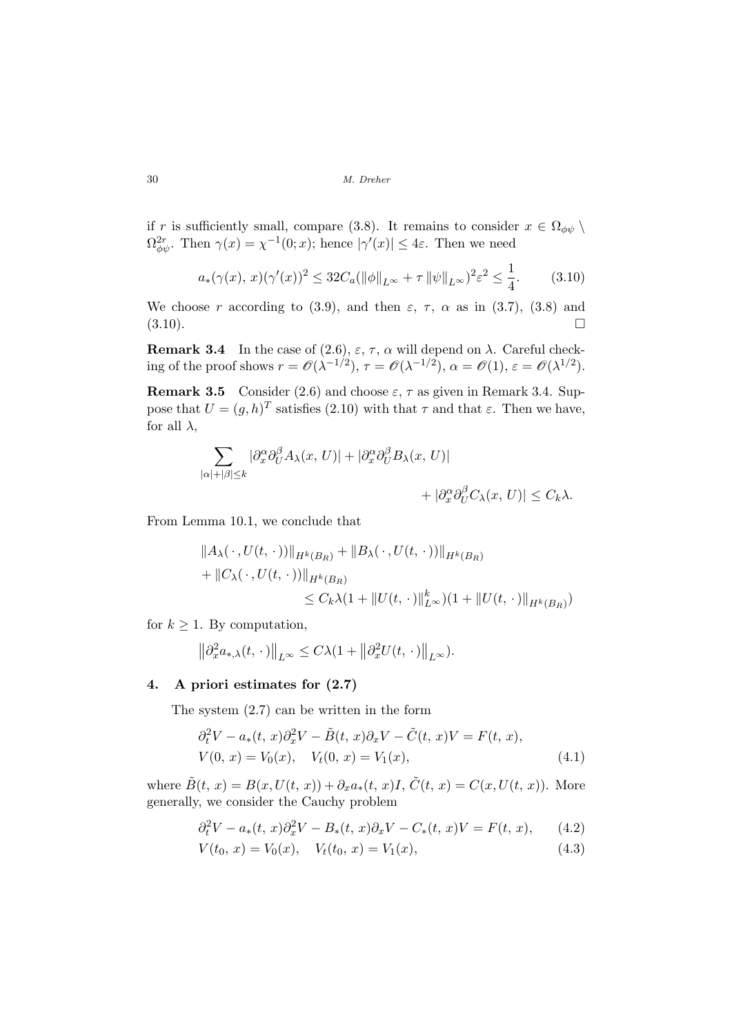if $r$ is sufficiently small, compare (3.8). It remains to consider $x \in \Omega_{\phi\psi} \setminus \Omega^{2r}_{\phi\psi}$. Then $\gamma(x) = \chi^{-1}(0; x)$; hence $|\gamma'(x)| \le 4\varepsilon$. Then we need

$$a_*(\gamma(x), x)(\gamma'(x))^2 \le 32 C_a (\|\phi\|_{L^\infty} + \tau \|\psi\|_{L^\infty})^2 \varepsilon^2 \le \frac{1}{4}. \tag{3.10}$$

We choose $r$ according to (3.9), and then $\varepsilon$, $\tau$, $\alpha$ as in (3.7), (3.8) and (3.10). $\square$

**Remark 3.4** In the case of (2.6), $\varepsilon$, $\tau$, $\alpha$ will depend on $\lambda$. Careful checking of the proof shows $r = \mathscr{O}(\lambda^{-1/2})$, $\tau = \mathscr{O}(\lambda^{-1/2})$, $\alpha = \mathscr{O}(1)$, $\varepsilon = \mathscr{O}(\lambda^{1/2})$.

**Remark 3.5** Consider (2.6) and choose $\varepsilon$, $\tau$ as given in Remark 3.4. Suppose that $U = (g, h)^T$ satisfies (2.10) with that $\tau$ and that $\varepsilon$. Then we have, for all $\lambda$,

$$\sum_{|\alpha|+|\beta| \le k} |\partial_x^\alpha \partial_U^\beta A_\lambda(x, U)| + |\partial_x^\alpha \partial_U^\beta B_\lambda(x, U)| + |\partial_x^\alpha \partial_U^\beta C_\lambda(x, U)| \le C_k \lambda.$$

From Lemma 10.1, we conclude that

$$\begin{aligned}
&\|A_\lambda(\cdot, U(t, \cdot))\|_{H^k(B_R)} + \|B_\lambda(\cdot, U(t, \cdot))\|_{H^k(B_R)} \\
&+ \|C_\lambda(\cdot, U(t, \cdot))\|_{H^k(B_R)} \\
&\qquad \le C_k \lambda (1 + \|U(t, \cdot)\|^k_{L^\infty})(1 + \|U(t, \cdot)\|_{H^k(B_R)})
\end{aligned}$$

for $k \ge 1$. By computation,

$$\left\|\partial_x^2 a_{*,\lambda}(t, \cdot)\right\|_{L^\infty} \le C\lambda (1 + \left\|\partial_x^2 U(t, \cdot)\right\|_{L^\infty}).$$

## 4. A priori estimates for (2.7)

The system (2.7) can be written in the form

$$\begin{aligned}
&\partial_t^2 V - a_*(t, x)\partial_x^2 V - \tilde{B}(t, x)\partial_x V - \tilde{C}(t, x) V = F(t, x), \\
&V(0, x) = V_0(x), \quad V_t(0, x) = V_1(x),
\end{aligned} \tag{4.1}$$

where $\tilde{B}(t, x) = B(x, U(t, x)) + \partial_x a_*(t, x) I$, $\tilde{C}(t, x) = C(x, U(t, x))$. More generally, we consider the Cauchy problem

$$\partial_t^2 V - a_*(t, x)\partial_x^2 V - B_*(t, x)\partial_x V - C_*(t, x) V = F(t, x), \tag{4.2}$$

$$V(t_0, x) = V_0(x), \quad V_t(t_0, x) = V_1(x), \tag{4.3}$$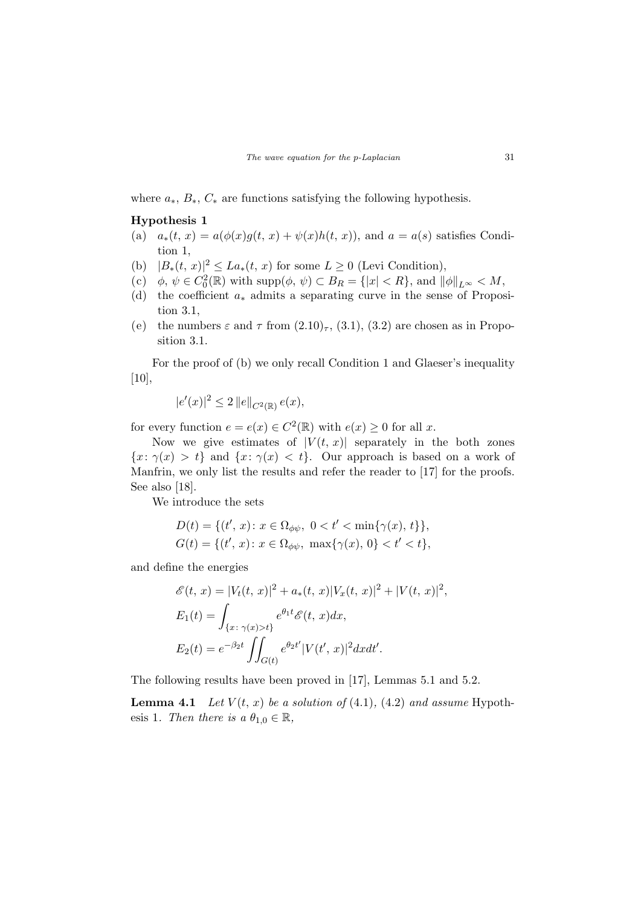where $a_*$, $B_*$, $C_*$ are functions satisfying the following hypothesis.

**Hypothesis 1**

(a) $a_*(t, x) = a(\phi(x)g(t, x) + \psi(x)h(t, x))$, and $a = a(s)$ satisfies Condition 1,

(b) $|B_*(t, x)|^2 \leq La_*(t, x)$ for some $L \geq 0$ (Levi Condition),

(c) $\phi$, $\psi \in C_0^2(\mathbb{R})$ with $\text{supp}(\phi, \psi) \subset B_R = \{|x| < R\}$, and $\|\phi\|_{L^\infty} < M$,

(d) the coefficient $a_*$ admits a separating curve in the sense of Proposition 3.1,

(e) the numbers $\varepsilon$ and $\tau$ from $(2.10)_\tau$, (3.1), (3.2) are chosen as in Proposition 3.1.

For the proof of (b) we only recall Condition 1 and Glaeser's inequality [10],

$$|e'(x)|^2 \leq 2 \|e\|_{C^2(\mathbb{R})} e(x),$$

for every function $e = e(x) \in C^2(\mathbb{R})$ with $e(x) \geq 0$ for all $x$.

Now we give estimates of $|V(t, x)|$ separately in the both zones $\{x\colon \gamma(x) > t\}$ and $\{x\colon \gamma(x) < t\}$. Our approach is based on a work of Manfrin, we only list the results and refer the reader to [17] for the proofs. See also [18].

We introduce the sets

$$\begin{aligned}
D(t) &= \{(t', x)\colon x \in \Omega_{\phi\psi},\ 0 < t' < \min\{\gamma(x), t\}\}, \\
G(t) &= \{(t', x)\colon x \in \Omega_{\phi\psi},\ \max\{\gamma(x), 0\} < t' < t\},
\end{aligned}$$

and define the energies

$$\begin{aligned}
\mathscr{E}(t, x) &= |V_t(t, x)|^2 + a_*(t, x)|V_x(t, x)|^2 + |V(t, x)|^2, \\
E_1(t) &= \int_{\{x\colon \gamma(x) > t\}} e^{\theta_1 t} \mathscr{E}(t, x) dx, \\
E_2(t) &= e^{-\beta_2 t} \iint_{G(t)} e^{\theta_2 t'} |V(t', x)|^2 dx dt'.
\end{aligned}$$

The following results have been proved in [17], Lemmas 5.1 and 5.2.

**Lemma 4.1** *Let $V(t, x)$ be a solution of* (4.1), (4.2) *and assume* Hypothesis 1. *Then there is a $\theta_{1,0} \in \mathbb{R}$,*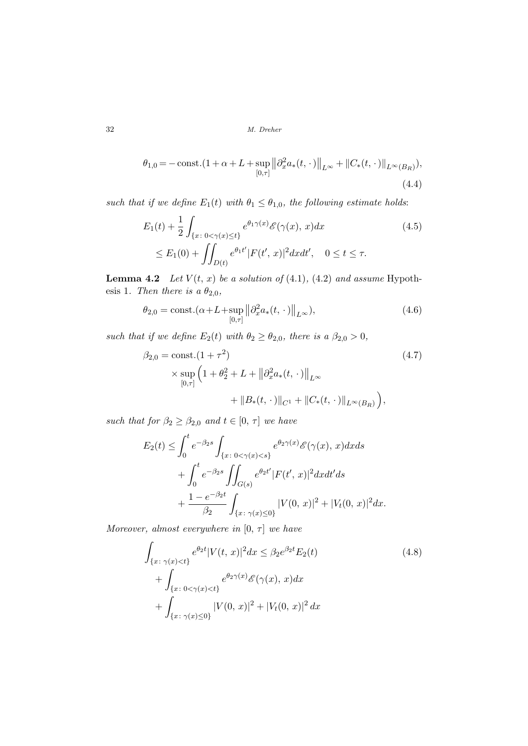$$\theta_{1,0} = -\,\text{const.}(1+\alpha+L+\sup_{[0,\tau]}\left\|\partial_x^2 a_*(t,\,\cdot)\right\|_{L^\infty}+\|C_*(t,\,\cdot)\|_{L^\infty(B_R)}), \tag{4.4}$$

*such that if we define* $E_1(t)$ *with* $\theta_1 \leq \theta_{1,0}$*, the following estimate holds*:

$$\begin{aligned} E_1(t) &+ \frac{1}{2}\int_{\{x\colon 0<\gamma(x)\leq t\}} e^{\theta_1\gamma(x)}\mathscr{E}(\gamma(x),\,x)dx \\ &\leq E_1(0) + \iint_{D(t)} e^{\theta_1 t'}|F(t',\,x)|^2 dxdt', \quad 0\leq t\leq \tau. \end{aligned} \tag{4.5}$$

**Lemma 4.2** *Let* $V(t,\,x)$ *be a solution of* (4.1), (4.2) *and assume* Hypothesis 1. *Then there is a* $\theta_{2,0}$,

$$\theta_{2,0} = \text{const.}(\alpha+L+\sup_{[0,\tau]}\left\|\partial_x^2 a_*(t,\,\cdot)\right\|_{L^\infty}), \tag{4.6}$$

*such that if we define* $E_2(t)$ *with* $\theta_2 \geq \theta_{2,0}$*, there is a* $\beta_{2,0} > 0$,

$$\begin{aligned} \beta_{2,0} &= \text{const.}(1+\tau^2) \\ &\times \sup_{[0,\tau]}\Big(1+\theta_2^2+L+\left\|\partial_x^2 a_*(t,\,\cdot)\right\|_{L^\infty} \\ &\qquad\qquad + \|B_*(t,\,\cdot)\|_{C^1}+\|C_*(t,\,\cdot)\|_{L^\infty(B_R)}\Big), \end{aligned} \tag{4.7}$$

*such that for* $\beta_2 \geq \beta_{2,0}$ *and* $t \in [0,\,\tau]$ *we have*

$$\begin{aligned} E_2(t) &\leq \int_0^t e^{-\beta_2 s}\int_{\{x\colon 0<\gamma(x)<s\}} e^{\theta_2\gamma(x)}\mathscr{E}(\gamma(x),\,x)dxds \\ &+ \int_0^t e^{-\beta_2 s}\iint_{G(s)} e^{\theta_2 t'}|F(t',\,x)|^2 dxdt'ds \\ &+ \frac{1-e^{-\beta_2 t}}{\beta_2}\int_{\{x\colon \gamma(x)\leq 0\}} |V(0,\,x)|^2+|V_t(0,\,x)|^2 dx. \end{aligned}$$

*Moreover, almost everywhere in* $[0,\,\tau]$ *we have*

$$\begin{aligned} \int_{\{x\colon \gamma(x)<t\}} & e^{\theta_2 t}|V(t,\,x)|^2 dx \leq \beta_2 e^{\beta_2 t}E_2(t) \\ &+ \int_{\{x\colon 0<\gamma(x)<t\}} e^{\theta_2\gamma(x)}\mathscr{E}(\gamma(x),\,x)dx \\ &+ \int_{\{x\colon \gamma(x)\leq 0\}} |V(0,\,x)|^2+|V_t(0,\,x)|^2\, dx \end{aligned} \tag{4.8}$$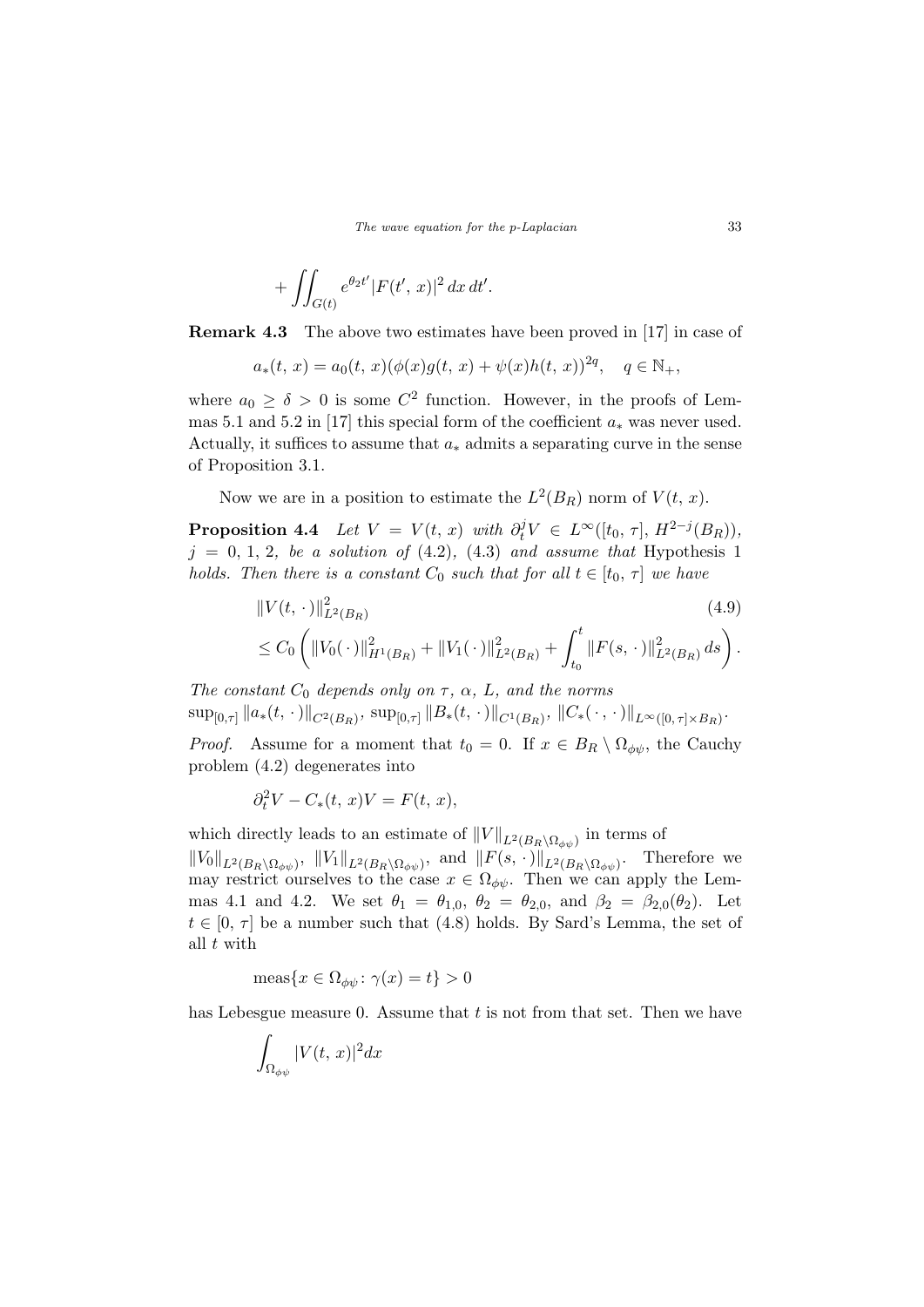$$+ \iint_{G(t)} e^{\theta_2 t'} |F(t',\, x)|^2 \, dx \, dt'.$$

**Remark 4.3** The above two estimates have been proved in [17] in case of

$$a_*(t,\, x) = a_0(t,\, x)(\phi(x)g(t,\, x) + \psi(x)h(t,\, x))^{2q}, \quad q \in \mathbb{N}_+,$$

where $a_0 \geq \delta > 0$ is some $C^2$ function. However, in the proofs of Lemmas 5.1 and 5.2 in [17] this special form of the coefficient $a_*$ was never used. Actually, it suffices to assume that $a_*$ admits a separating curve in the sense of Proposition 3.1.

Now we are in a position to estimate the $L^2(B_R)$ norm of $V(t,\, x)$.

**Proposition 4.4** *Let $V = V(t,\, x)$ with $\partial_t^j V \in L^\infty([t_0,\, \tau],\, H^{2-j}(B_R))$, $j = 0,\, 1,\, 2$, be a solution of (4.2), (4.3) and assume that* Hypothesis 1 *holds. Then there is a constant $C_0$ such that for all $t \in [t_0,\, \tau]$ we have*

$$\|V(t,\, \cdot\,)\|^2_{L^2(B_R)} \le C_0 \left( \|V_0(\,\cdot\,)\|^2_{H^1(B_R)} + \|V_1(\,\cdot\,)\|^2_{L^2(B_R)} + \int_{t_0}^t \|F(s,\, \cdot\,)\|^2_{L^2(B_R)} \, ds \right). \tag{4.9}$$

*The constant $C_0$ depends only on $\tau$, $\alpha$, $L$, and the norms* $\sup_{[0,\tau]} \|a_*(t,\, \cdot\,)\|_{C^2(B_R)}$, $\sup_{[0,\tau]} \|B_*(t,\, \cdot\,)\|_{C^1(B_R)}$, $\|C_*(\,\cdot\,,\, \cdot\,)\|_{L^\infty([0,\,\tau]\times B_R)}$.

*Proof.* Assume for a moment that $t_0 = 0$. If $x \in B_R \setminus \Omega_{\phi\psi}$, the Cauchy problem (4.2) degenerates into

$$\partial_t^2 V - C_*(t,\, x)V = F(t,\, x),$$

which directly leads to an estimate of $\|V\|_{L^2(B_R\setminus\Omega_{\phi\psi})}$ in terms of $\|V_0\|_{L^2(B_R\setminus\Omega_{\phi\psi})}$, $\|V_1\|_{L^2(B_R\setminus\Omega_{\phi\psi})}$, and $\|F(s,\, \cdot\,)\|_{L^2(B_R\setminus\Omega_{\phi\psi})}$. Therefore we may restrict ourselves to the case $x \in \Omega_{\phi\psi}$. Then we can apply the Lemmas 4.1 and 4.2. We set $\theta_1 = \theta_{1,0}$, $\theta_2 = \theta_{2,0}$, and $\beta_2 = \beta_{2,0}(\theta_2)$. Let $t \in [0,\, \tau]$ be a number such that (4.8) holds. By Sard's Lemma, the set of all $t$ with

$$\text{meas}\{x \in \Omega_{\phi\psi} \colon \gamma(x) = t\} > 0$$

has Lebesgue measure 0. Assume that $t$ is not from that set. Then we have

$$\int_{\Omega_{\phi\psi}} |V(t,\, x)|^2 dx$$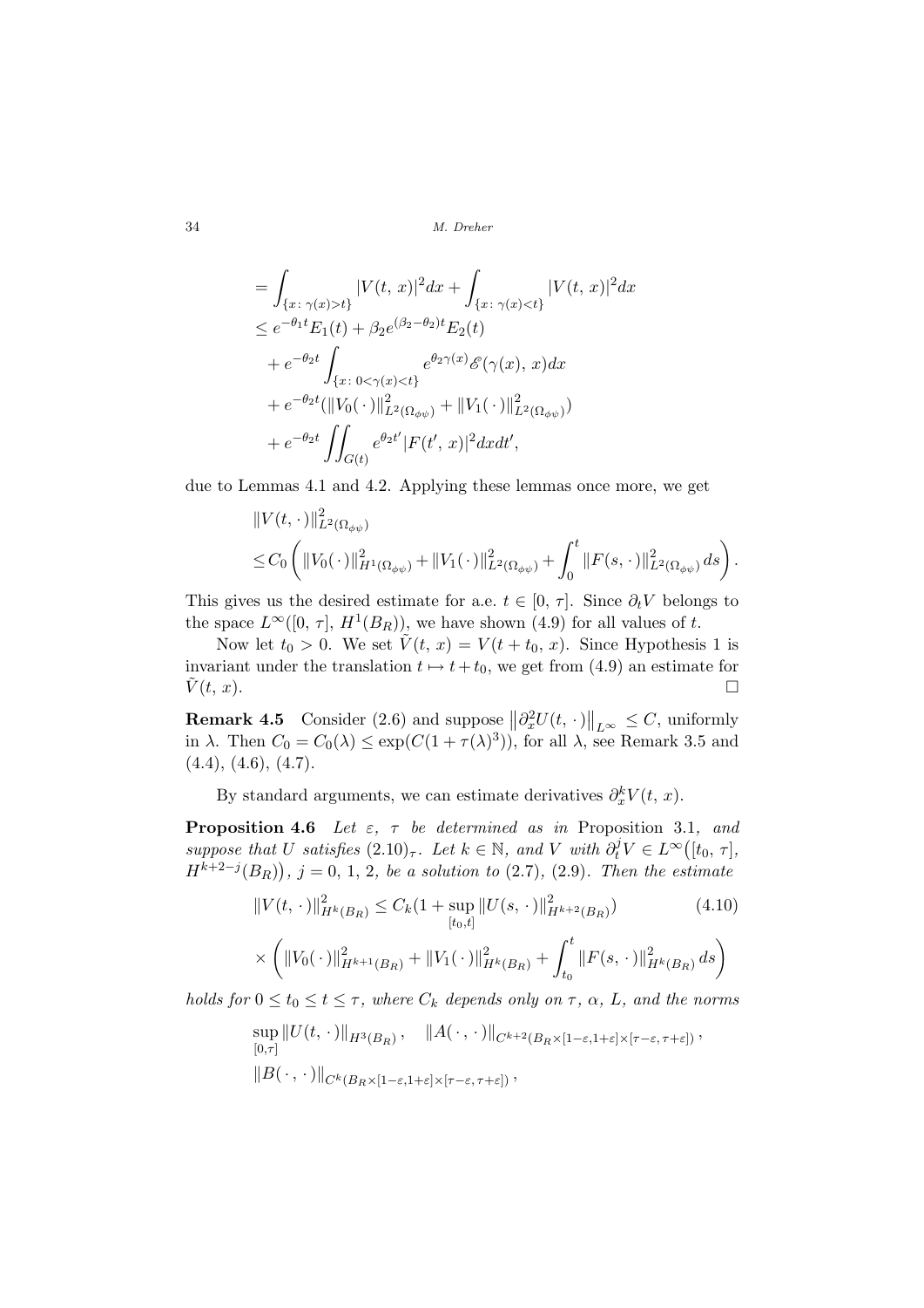$$
\begin{aligned}
&= \int_{\{x:\, \gamma(x)>t\}} |V(t,\, x)|^2 dx + \int_{\{x:\, \gamma(x)<t\}} |V(t,\, x)|^2 dx \\
&\leq e^{-\theta_1 t} E_1(t) + \beta_2 e^{(\beta_2-\theta_2)t} E_2(t) \\
&\quad + e^{-\theta_2 t} \int_{\{x:\, 0<\gamma(x)<t\}} e^{\theta_2 \gamma(x)} \mathscr{E}(\gamma(x),\, x) dx \\
&\quad + e^{-\theta_2 t} (\|V_0(\,\cdot\,)\|^2_{L^2(\Omega_{\phi\psi})} + \|V_1(\,\cdot\,)\|^2_{L^2(\Omega_{\phi\psi})}) \\
&\quad + e^{-\theta_2 t} \iint_{G(t)} e^{\theta_2 t'} |F(t',\, x)|^2 dx dt',
\end{aligned}
$$

due to Lemmas 4.1 and 4.2. Applying these lemmas once more, we get

$$
\begin{aligned}
&\|V(t,\,\cdot\,)\|^2_{L^2(\Omega_{\phi\psi})} \\
&\leq C_0 \left( \|V_0(\,\cdot\,)\|^2_{H^1(\Omega_{\phi\psi})} + \|V_1(\,\cdot\,)\|^2_{L^2(\Omega_{\phi\psi})} + \int_0^t \|F(s,\,\cdot\,)\|^2_{L^2(\Omega_{\phi\psi})} ds \right).
\end{aligned}
$$

This gives us the desired estimate for a.e. $t \in [0,\, \tau]$. Since $\partial_t V$ belongs to the space $L^\infty([0,\, \tau],\, H^1(B_R))$, we have shown (4.9) for all values of $t$.

Now let $t_0 > 0$. We set $\tilde{V}(t,\, x) = V(t + t_0,\, x)$. Since Hypothesis 1 is invariant under the translation $t \mapsto t + t_0$, we get from (4.9) an estimate for $\tilde{V}(t,\, x)$. $\square$

**Remark 4.5** Consider (2.6) and suppose $\left\|\partial_x^2 U(t,\,\cdot\,)\right\|_{L^\infty} \leq C$, uniformly in $\lambda$. Then $C_0 = C_0(\lambda) \leq \exp(C(1 + \tau(\lambda)^3))$, for all $\lambda$, see Remark 3.5 and (4.4), (4.6), (4.7).

By standard arguments, we can estimate derivatives $\partial_x^k V(t,\, x)$.

**Proposition 4.6** *Let $\varepsilon$, $\tau$ be determined as in* Proposition 3.1*, and suppose that $U$ satisfies $(2.10)_\tau$. Let $k \in \mathbb{N}$, and $V$ with $\partial_t^j V \in L^\infty\big([t_0,\, \tau],\, H^{k+2-j}(B_R)\big)$, $j = 0,\, 1,\, 2$, be a solution to (2.7), (2.9). Then the estimate*

$$
\begin{aligned}
\|V(t,\,\cdot\,)\|^2_{H^k(B_R)} &\leq C_k (1 + \sup_{[t_0, t]} \|U(s,\,\cdot\,)\|^2_{H^{k+2}(B_R)}) \qquad (4.10) \\
&\times \left( \|V_0(\,\cdot\,)\|^2_{H^{k+1}(B_R)} + \|V_1(\,\cdot\,)\|^2_{H^k(B_R)} + \int_{t_0}^t \|F(s,\,\cdot\,)\|^2_{H^k(B_R)} ds \right)
\end{aligned}
$$

*holds for $0 \leq t_0 \leq t \leq \tau$, where $C_k$ depends only on $\tau$, $\alpha$, $L$, and the norms*

$$
\begin{aligned}
&\sup_{[0,\tau]} \|U(t,\,\cdot\,)\|_{H^3(B_R)}, \quad \|A(\,\cdot\,,\,\cdot\,)\|_{C^{k+2}(B_R \times [1-\varepsilon, 1+\varepsilon] \times [\tau-\varepsilon, \tau+\varepsilon])}, \\
&\|B(\,\cdot\,,\,\cdot\,)\|_{C^k(B_R \times [1-\varepsilon, 1+\varepsilon] \times [\tau-\varepsilon, \tau+\varepsilon])},
\end{aligned}
$$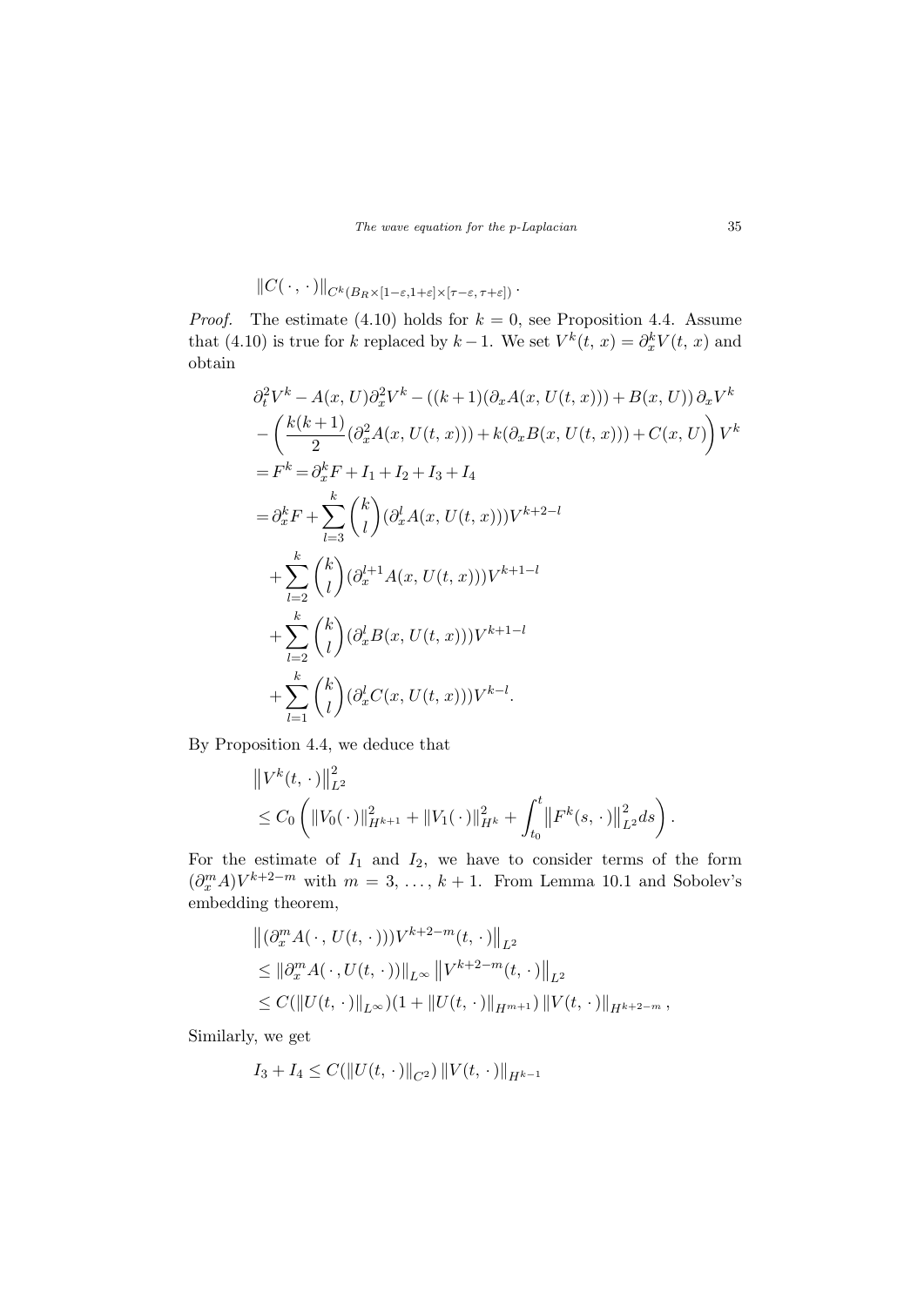$$\|C(\,\cdot\,,\,\cdot\,)\|_{C^k(B_R\times[1-\varepsilon,1+\varepsilon]\times[\tau-\varepsilon,\,\tau+\varepsilon])}\,.$$

*Proof.* The estimate (4.10) holds for $k = 0$, see Proposition 4.4. Assume that (4.10) is true for $k$ replaced by $k-1$. We set $V^k(t,\,x) = \partial_x^k V(t,\,x)$ and obtain

$$\begin{aligned}
&\partial_t^2 V^k - A(x,U)\partial_x^2 V^k - ((k+1)(\partial_x A(x,\,U(t,\,x))) + B(x,\,U))\,\partial_x V^k \\
&- \left(\frac{k(k+1)}{2}(\partial_x^2 A(x,\,U(t,\,x))) + k(\partial_x B(x,\,U(t,\,x))) + C(x,\,U)\right) V^k \\
&= F^k = \partial_x^k F + I_1 + I_2 + I_3 + I_4 \\
&= \partial_x^k F + \sum_{l=3}^{k} \binom{k}{l} (\partial_x^l A(x,\,U(t,\,x))) V^{k+2-l} \\
&\quad + \sum_{l=2}^{k} \binom{k}{l} (\partial_x^{l+1} A(x,\,U(t,\,x))) V^{k+1-l} \\
&\quad + \sum_{l=2}^{k} \binom{k}{l} (\partial_x^l B(x,\,U(t,\,x))) V^{k+1-l} \\
&\quad + \sum_{l=1}^{k} \binom{k}{l} (\partial_x^l C(x,\,U(t,\,x))) V^{k-l}.
\end{aligned}$$

By Proposition 4.4, we deduce that

$$\begin{aligned}
&\left\|V^k(t,\,\cdot\,)\right\|_{L^2}^2 \\
&\leq C_0 \left( \|V_0(\,\cdot\,)\|_{H^{k+1}}^2 + \|V_1(\,\cdot\,)\|_{H^k}^2 + \int_{t_0}^t \left\|F^k(s,\,\cdot\,)\right\|_{L^2}^2 ds \right).
\end{aligned}$$

For the estimate of $I_1$ and $I_2$, we have to consider terms of the form $(\partial_x^m A) V^{k+2-m}$ with $m = 3, \ldots, k+1$. From Lemma 10.1 and Sobolev's embedding theorem,

$$\begin{aligned}
&\left\|(\partial_x^m A(\,\cdot\,,\,U(t,\,\cdot\,))) V^{k+2-m}(t,\,\cdot\,)\right\|_{L^2} \\
&\leq \|\partial_x^m A(\,\cdot\,, U(t,\,\cdot\,))\|_{L^\infty} \left\|V^{k+2-m}(t,\,\cdot\,)\right\|_{L^2} \\
&\leq C(\|U(t,\,\cdot\,)\|_{L^\infty})(1 + \|U(t,\,\cdot\,)\|_{H^{m+1}})\,\|V(t,\,\cdot\,)\|_{H^{k+2-m}}\,,
\end{aligned}$$

Similarly, we get

$$I_3 + I_4 \leq C(\|U(t,\,\cdot\,)\|_{C^2})\,\|V(t,\,\cdot\,)\|_{H^{k-1}}$$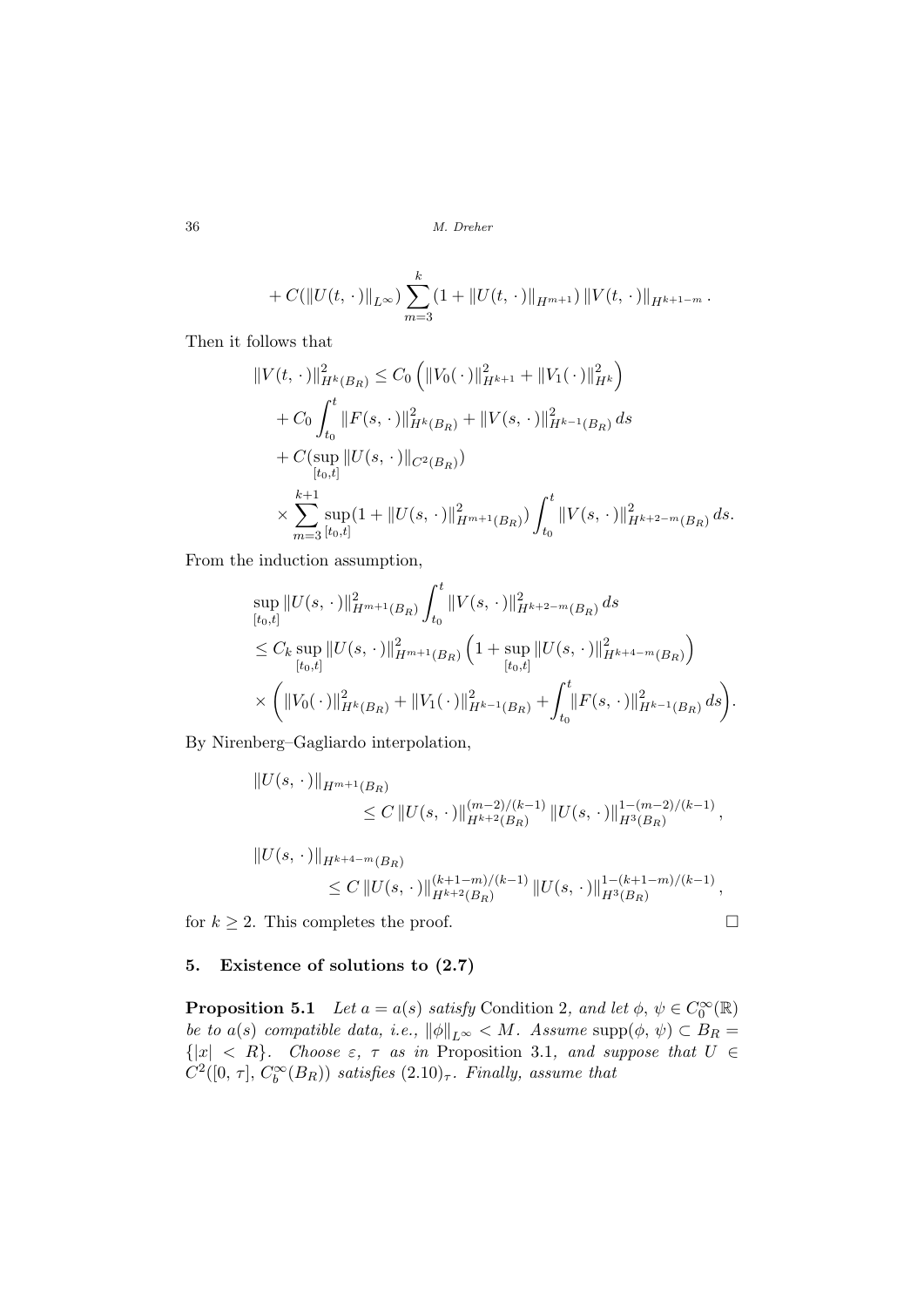$$+ C(\|U(t,\,\cdot\,)\|_{L^\infty}) \sum_{m=3}^{k} (1 + \|U(t,\,\cdot\,)\|_{H^{m+1}}) \, \|V(t,\,\cdot\,)\|_{H^{k+1-m}} .$$

Then it follows that

$$\begin{aligned}
\|V(t,\,\cdot\,)\|^2_{H^k(B_R)} &\le C_0 \left( \|V_0(\,\cdot\,)\|^2_{H^{k+1}} + \|V_1(\,\cdot\,)\|^2_{H^k} \right) \\
&\quad + C_0 \int_{t_0}^{t} \|F(s,\,\cdot\,)\|^2_{H^k(B_R)} + \|V(s,\,\cdot\,)\|^2_{H^{k-1}(B_R)} \, ds \\
&\quad + C(\sup_{[t_0,t]} \|U(s,\,\cdot\,)\|_{C^2(B_R)}) \\
&\quad \times \sum_{m=3}^{k+1} \sup_{[t_0,t]} (1 + \|U(s,\,\cdot\,)\|^2_{H^{m+1}(B_R)}) \int_{t_0}^{t} \|V(s,\,\cdot\,)\|^2_{H^{k+2-m}(B_R)} \, ds.
\end{aligned}$$

From the induction assumption,

$$\begin{aligned}
&\sup_{[t_0,t]} \|U(s,\,\cdot\,)\|^2_{H^{m+1}(B_R)} \int_{t_0}^{t} \|V(s,\,\cdot\,)\|^2_{H^{k+2-m}(B_R)} \, ds \\
&\le C_k \sup_{[t_0,t]} \|U(s,\,\cdot\,)\|^2_{H^{m+1}(B_R)} \left( 1 + \sup_{[t_0,t]} \|U(s,\,\cdot\,)\|^2_{H^{k+4-m}(B_R)} \right) \\
&\times \left( \|V_0(\,\cdot\,)\|^2_{H^k(B_R)} + \|V_1(\,\cdot\,)\|^2_{H^{k-1}(B_R)} + \int_{t_0}^{t} \|F(s,\,\cdot\,)\|^2_{H^{k-1}(B_R)} \, ds \right).
\end{aligned}$$

By Nirenberg–Gagliardo interpolation,

$$\begin{aligned}
&\|U(s,\,\cdot\,)\|_{H^{m+1}(B_R)} \\
&\qquad \le C \, \|U(s,\,\cdot\,)\|^{(m-2)/(k-1)}_{H^{k+2}(B_R)} \, \|U(s,\,\cdot\,)\|^{1-(m-2)/(k-1)}_{H^3(B_R)} , \\
&\|U(s,\,\cdot\,)\|_{H^{k+4-m}(B_R)} \\
&\qquad \le C \, \|U(s,\,\cdot\,)\|^{(k+1-m)/(k-1)}_{H^{k+2}(B_R)} \, \|U(s,\,\cdot\,)\|^{1-(k+1-m)/(k-1)}_{H^3(B_R)} ,
\end{aligned}$$

for $k \ge 2$. This completes the proof. $\square$

## 5. Existence of solutions to (2.7)

**Proposition 5.1** *Let $a = a(s)$ satisfy* Condition 2*, and let $\phi$, $\psi \in C_0^\infty(\mathbb{R})$ be to $a(s)$ compatible data, i.e., $\|\phi\|_{L^\infty} < M$. Assume* $\operatorname{supp}(\phi,\, \psi) \subset B_R = \{|x| < R\}$*. Choose $\varepsilon$, $\tau$ as in* Proposition 3.1*, and suppose that $U \in C^2([0,\, \tau],\, C_b^\infty(B_R))$ satisfies $(2.10)_\tau$. Finally, assume that*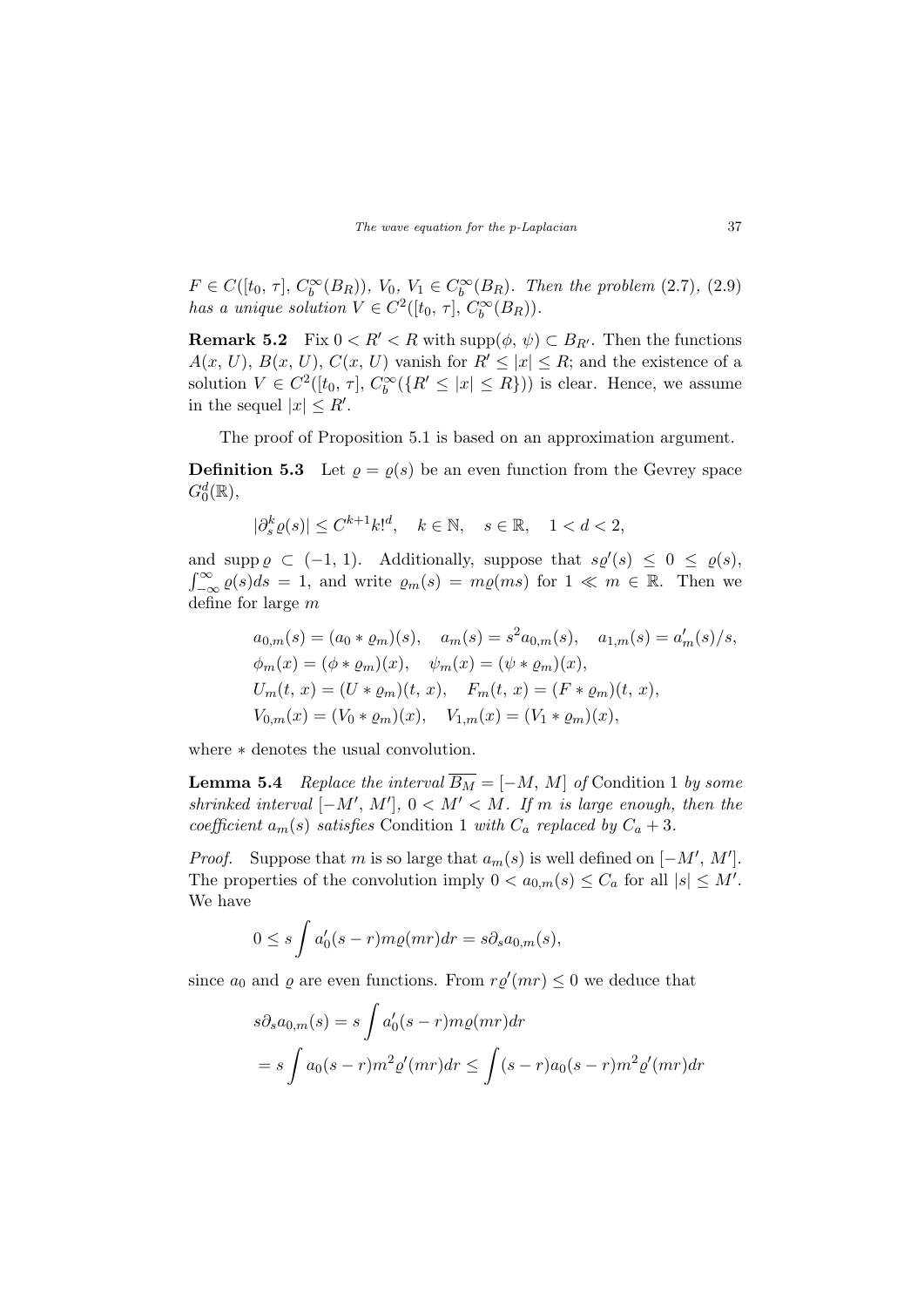$F \in C([t_0, \tau], C_b^\infty(B_R))$, $V_0, V_1 \in C_b^\infty(B_R)$. *Then the problem* (2.7), (2.9) *has a unique solution* $V \in C^2([t_0, \tau], C_b^\infty(B_R))$.

**Remark 5.2** Fix $0 < R' < R$ with $\operatorname{supp}(\phi, \psi) \subset B_{R'}$. Then the functions $A(x, U)$, $B(x, U)$, $C(x, U)$ vanish for $R' \le |x| \le R$; and the existence of a solution $V \in C^2([t_0, \tau], C_b^\infty(\{R' \le |x| \le R\}))$ is clear. Hence, we assume in the sequel $|x| \le R'$.

The proof of Proposition 5.1 is based on an approximation argument.

**Definition 5.3** Let $\varrho = \varrho(s)$ be an even function from the Gevrey space $G_0^d(\mathbb{R})$,

$$|\partial_s^k \varrho(s)| \le C^{k+1} k!^d, \quad k \in \mathbb{N}, \quad s \in \mathbb{R}, \quad 1 < d < 2,$$

and $\operatorname{supp} \varrho \subset (-1, 1)$. Additionally, suppose that $s\varrho'(s) \le 0 \le \varrho(s)$, $\int_{-\infty}^{\infty} \varrho(s) ds = 1$, and write $\varrho_m(s) = m\varrho(ms)$ for $1 \ll m \in \mathbb{R}$. Then we define for large $m$

$$\begin{aligned}
&a_{0,m}(s) = (a_0 * \varrho_m)(s), \quad a_m(s) = s^2 a_{0,m}(s), \quad a_{1,m}(s) = a_m'(s)/s, \\
&\phi_m(x) = (\phi * \varrho_m)(x), \quad \psi_m(x) = (\psi * \varrho_m)(x), \\
&U_m(t, x) = (U * \varrho_m)(t, x), \quad F_m(t, x) = (F * \varrho_m)(t, x), \\
&V_{0,m}(x) = (V_0 * \varrho_m)(x), \quad V_{1,m}(x) = (V_1 * \varrho_m)(x),
\end{aligned}$$

where $*$ denotes the usual convolution.

**Lemma 5.4** *Replace the interval* $\overline{B_M} = [-M, M]$ *of* Condition 1 *by some shrinked interval* $[-M', M']$, $0 < M' < M$. *If* $m$ *is large enough, then the coefficient* $a_m(s)$ *satisfies* Condition 1 *with* $C_a$ *replaced by* $C_a + 3$.

*Proof.* Suppose that $m$ is so large that $a_m(s)$ is well defined on $[-M', M']$. The properties of the convolution imply $0 < a_{0,m}(s) \le C_a$ for all $|s| \le M'$. We have

$$0 \le s \int a_0'(s - r) m\varrho(mr) dr = s\partial_s a_{0,m}(s),$$

since $a_0$ and $\varrho$ are even functions. From $r\varrho'(mr) \le 0$ we deduce that

$$\begin{aligned}
s\partial_s a_{0,m}(s) &= s \int a_0'(s - r) m\varrho(mr) dr \\
&= s \int a_0(s - r) m^2 \varrho'(mr) dr \le \int (s - r) a_0(s - r) m^2 \varrho'(mr) dr
\end{aligned}$$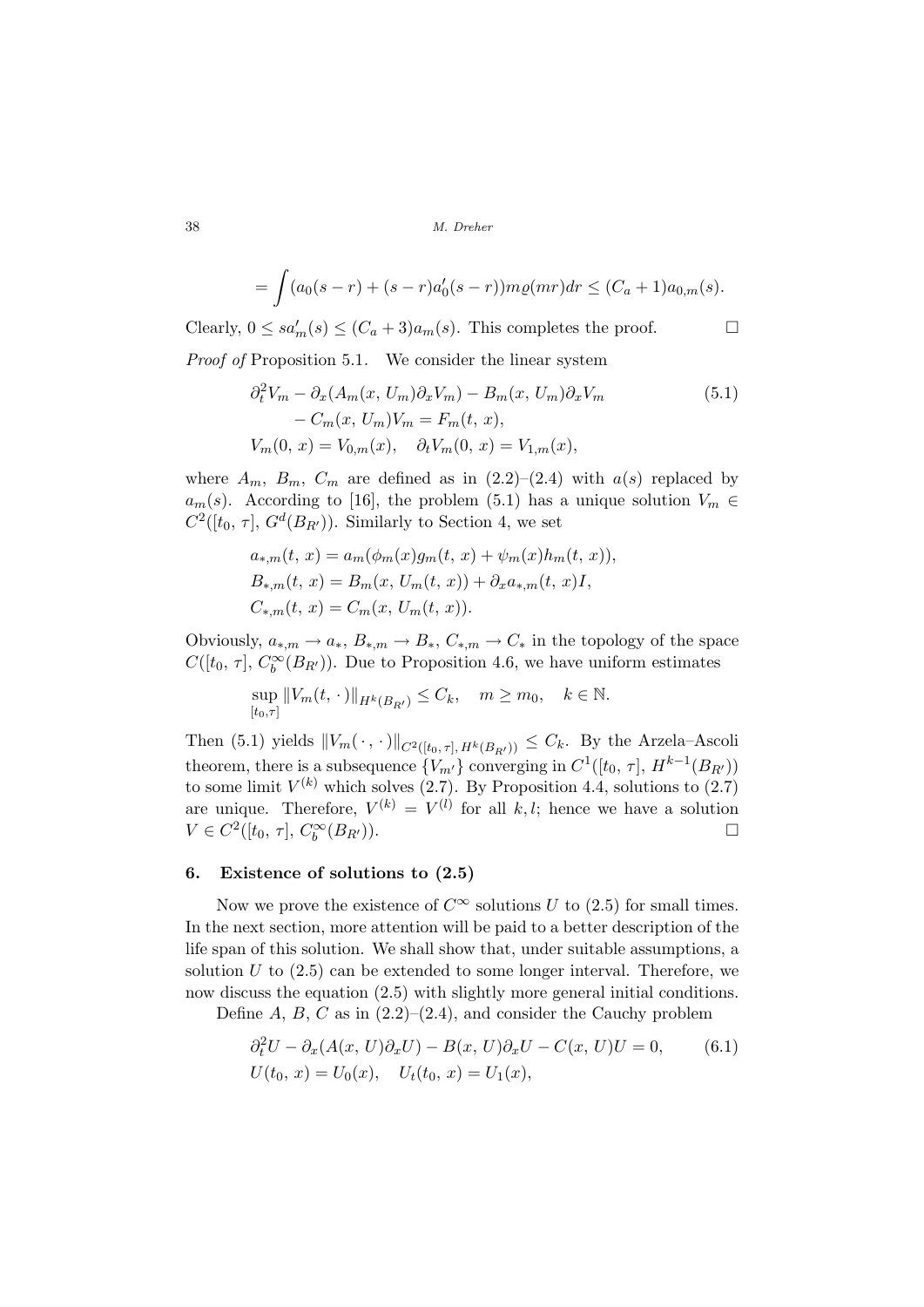$$= \int (a_0(s-r) + (s-r)a_0'(s-r)) m\varrho(mr) dr \le (C_a+1) a_{0,m}(s).$$

Clearly, $0 \le s a_m'(s) \le (C_a+3) a_m(s)$. This completes the proof. $\square$

*Proof of* Proposition 5.1. We consider the linear system

$$\begin{aligned}
&\partial_t^2 V_m - \partial_x(A_m(x, U_m)\partial_x V_m) - B_m(x, U_m)\partial_x V_m \\
&\qquad - C_m(x, U_m)V_m = F_m(t, x), \\
&V_m(0, x) = V_{0,m}(x), \quad \partial_t V_m(0, x) = V_{1,m}(x),
\end{aligned} \tag{5.1}$$

where $A_m$, $B_m$, $C_m$ are defined as in (2.2)–(2.4) with $a(s)$ replaced by $a_m(s)$. According to [16], the problem (5.1) has a unique solution $V_m \in C^2([t_0, \tau], G^d(B_{R'}))$. Similarly to Section 4, we set

$$\begin{aligned}
a_{*,m}(t, x) &= a_m(\phi_m(x) g_m(t, x) + \psi_m(x) h_m(t, x)), \\
B_{*,m}(t, x) &= B_m(x, U_m(t, x)) + \partial_x a_{*,m}(t, x) I, \\
C_{*,m}(t, x) &= C_m(x, U_m(t, x)).
\end{aligned}$$

Obviously, $a_{*,m} \to a_*$, $B_{*,m} \to B_*$, $C_{*,m} \to C_*$ in the topology of the space $C([t_0, \tau], C_b^\infty(B_{R'}))$. Due to Proposition 4.6, we have uniform estimates

$$\sup_{[t_0,\tau]} \|V_m(t, \cdot)\|_{H^k(B_{R'})} \le C_k, \quad m \ge m_0, \quad k \in \mathbb{N}.$$

Then (5.1) yields $\|V_m(\cdot, \cdot)\|_{C^2([t_0, \tau], H^k(B_{R'}))} \le C_k$. By the Arzela–Ascoli theorem, there is a subsequence $\{V_{m'}\}$ converging in $C^1([t_0, \tau], H^{k-1}(B_{R'}))$ to some limit $V^{(k)}$ which solves (2.7). By Proposition 4.4, solutions to (2.7) are unique. Therefore, $V^{(k)} = V^{(l)}$ for all $k, l$; hence we have a solution $V \in C^2([t_0, \tau], C_b^\infty(B_{R'}))$. $\square$

## 6. Existence of solutions to (2.5)

Now we prove the existence of $C^\infty$ solutions $U$ to (2.5) for small times. In the next section, more attention will be paid to a better description of the life span of this solution. We shall show that, under suitable assumptions, a solution $U$ to (2.5) can be extended to some longer interval. Therefore, we now discuss the equation (2.5) with slightly more general initial conditions.

Define $A$, $B$, $C$ as in (2.2)–(2.4), and consider the Cauchy problem

$$\begin{aligned}
&\partial_t^2 U - \partial_x(A(x, U)\partial_x U) - B(x, U)\partial_x U - C(x, U)U = 0, \\
&U(t_0, x) = U_0(x), \quad U_t(t_0, x) = U_1(x),
\end{aligned} \tag{6.1}$$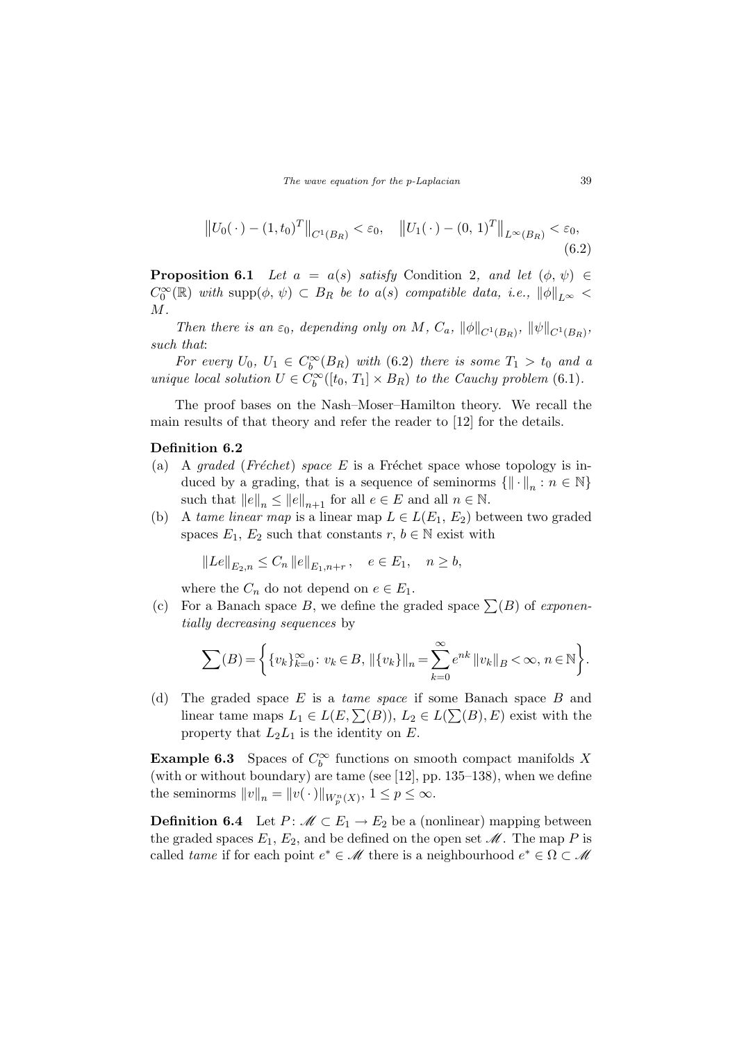$$\left\|U_0(\,\cdot\,) - (1, t_0)^T\right\|_{C^1(B_R)} < \varepsilon_0, \quad \left\|U_1(\,\cdot\,) - (0,\, 1)^T\right\|_{L^\infty(B_R)} < \varepsilon_0, \tag{6.2}$$

**Proposition 6.1** *Let $a = a(s)$ satisfy* Condition 2*, and let $(\phi,\, \psi) \in C_0^\infty(\mathbb{R})$ with $\operatorname{supp}(\phi,\, \psi) \subset B_R$ be to $a(s)$ compatible data, i.e., $\|\phi\|_{L^\infty} < M$.*

*Then there is an $\varepsilon_0$, depending only on $M$, $C_a$, $\|\phi\|_{C^1(B_R)}$, $\|\psi\|_{C^1(B_R)}$, such that*:

*For every $U_0,\, U_1 \in C_b^\infty(B_R)$ with* (6.2) *there is some $T_1 > t_0$ and a unique local solution $U \in C_b^\infty([t_0,\, T_1] \times B_R)$ to the Cauchy problem* (6.1)*.*

The proof bases on the Nash–Moser–Hamilton theory. We recall the main results of that theory and refer the reader to [12] for the details.

**Definition 6.2**

(a) A *graded* (*Fréchet*) *space* $E$ is a Fréchet space whose topology is induced by a grading, that is a sequence of seminorms $\{\|\cdot\|_n : n \in \mathbb{N}\}$ such that $\|e\|_n \le \|e\|_{n+1}$ for all $e \in E$ and all $n \in \mathbb{N}$.

(b) A *tame linear map* is a linear map $L \in L(E_1,\, E_2)$ between two graded spaces $E_1$, $E_2$ such that constants $r,\, b \in \mathbb{N}$ exist with

$$\|Le\|_{E_2,n} \le C_n \|e\|_{E_1,n+r}\,, \quad e \in E_1, \quad n \ge b,$$

where the $C_n$ do not depend on $e \in E_1$.

(c) For a Banach space $B$, we define the graded space $\sum(B)$ of *exponentially decreasing sequences* by

$$\sum(B) = \left\{ \{v_k\}_{k=0}^\infty \colon v_k \in B,\, \|\{v_k\}\|_n = \sum_{k=0}^\infty e^{nk} \|v_k\|_B < \infty,\, n \in \mathbb{N} \right\}.$$

(d) The graded space $E$ is a *tame space* if some Banach space $B$ and linear tame maps $L_1 \in L(E, \sum(B))$, $L_2 \in L(\sum(B), E)$ exist with the property that $L_2 L_1$ is the identity on $E$.

**Example 6.3** Spaces of $C_b^\infty$ functions on smooth compact manifolds $X$ (with or without boundary) are tame (see [12], pp. 135–138), when we define the seminorms $\|v\|_n = \|v(\,\cdot\,)\|_{W_p^n(X)}$, $1 \le p \le \infty$.

**Definition 6.4** Let $P \colon \mathscr{M} \subset E_1 \to E_2$ be a (nonlinear) mapping between the graded spaces $E_1$, $E_2$, and be defined on the open set $\mathscr{M}$. The map $P$ is called *tame* if for each point $e^* \in \mathscr{M}$ there is a neighbourhood $e^* \in \Omega \subset \mathscr{M}$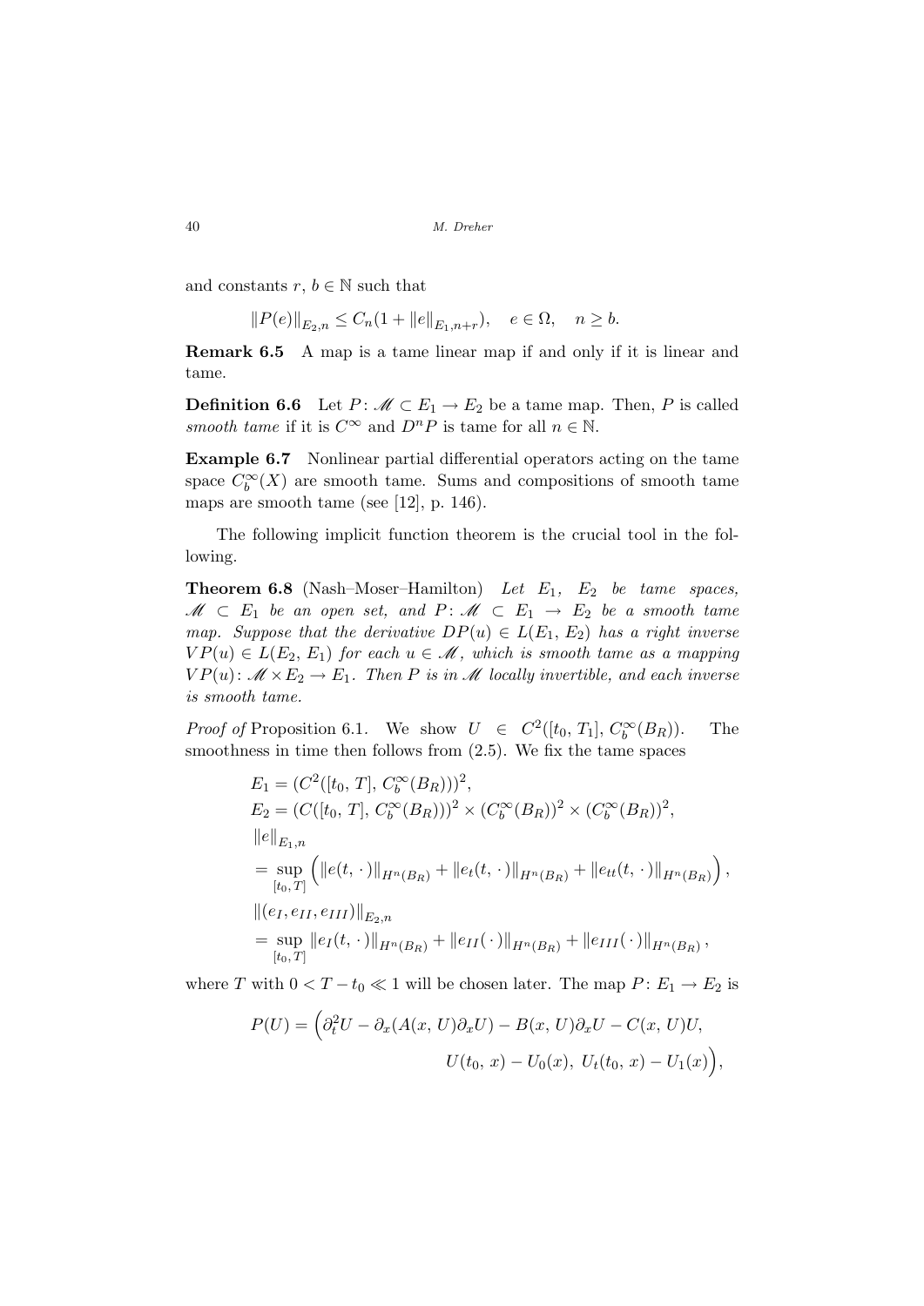and constants $r, b \in \mathbb{N}$ such that

$$\|P(e)\|_{E_2,n} \leq C_n(1 + \|e\|_{E_1,n+r}), \quad e \in \Omega, \quad n \geq b.$$

**Remark 6.5** A map is a tame linear map if and only if it is linear and tame.

**Definition 6.6** Let $P\colon \mathscr{M} \subset E_1 \to E_2$ be a tame map. Then, $P$ is called *smooth tame* if it is $C^\infty$ and $D^n P$ is tame for all $n \in \mathbb{N}$.

**Example 6.7** Nonlinear partial differential operators acting on the tame space $C_b^\infty(X)$ are smooth tame. Sums and compositions of smooth tame maps are smooth tame (see [12], p. 146).

The following implicit function theorem is the crucial tool in the following.

**Theorem 6.8** (Nash–Moser–Hamilton) *Let $E_1$, $E_2$ be tame spaces, $\mathscr{M} \subset E_1$ be an open set, and $P\colon \mathscr{M} \subset E_1 \to E_2$ be a smooth tame map. Suppose that the derivative $DP(u) \in L(E_1, E_2)$ has a right inverse $VP(u) \in L(E_2, E_1)$ for each $u \in \mathscr{M}$, which is smooth tame as a mapping $VP(u)\colon \mathscr{M} \times E_2 \to E_1$. Then $P$ is in $\mathscr{M}$ locally invertible, and each inverse is smooth tame.*

*Proof of* Proposition 6.1. We show $U \in C^2([t_0, T_1], C_b^\infty(B_R))$. The smoothness in time then follows from (2.5). We fix the tame spaces

$$
\begin{aligned}
&E_1 = (C^2([t_0, T], C_b^\infty(B_R)))^2, \\
&E_2 = (C([t_0, T], C_b^\infty(B_R)))^2 \times (C_b^\infty(B_R))^2 \times (C_b^\infty(B_R))^2, \\
&\|e\|_{E_1,n} \\
&= \sup_{[t_0, T]} \left( \|e(t, \cdot)\|_{H^n(B_R)} + \|e_t(t, \cdot)\|_{H^n(B_R)} + \|e_{tt}(t, \cdot)\|_{H^n(B_R)} \right), \\
&\|(e_I, e_{II}, e_{III})\|_{E_2,n} \\
&= \sup_{[t_0, T]} \|e_I(t, \cdot)\|_{H^n(B_R)} + \|e_{II}(\cdot)\|_{H^n(B_R)} + \|e_{III}(\cdot)\|_{H^n(B_R)},
\end{aligned}
$$

where $T$ with $0 < T - t_0 \ll 1$ will be chosen later. The map $P\colon E_1 \to E_2$ is

$$
\begin{aligned}
P(U) = \Big( &\partial_t^2 U - \partial_x (A(x, U)\partial_x U) - B(x, U)\partial_x U - C(x, U)U, \\
&U(t_0, x) - U_0(x),\ U_t(t_0, x) - U_1(x) \Big),
\end{aligned}
$$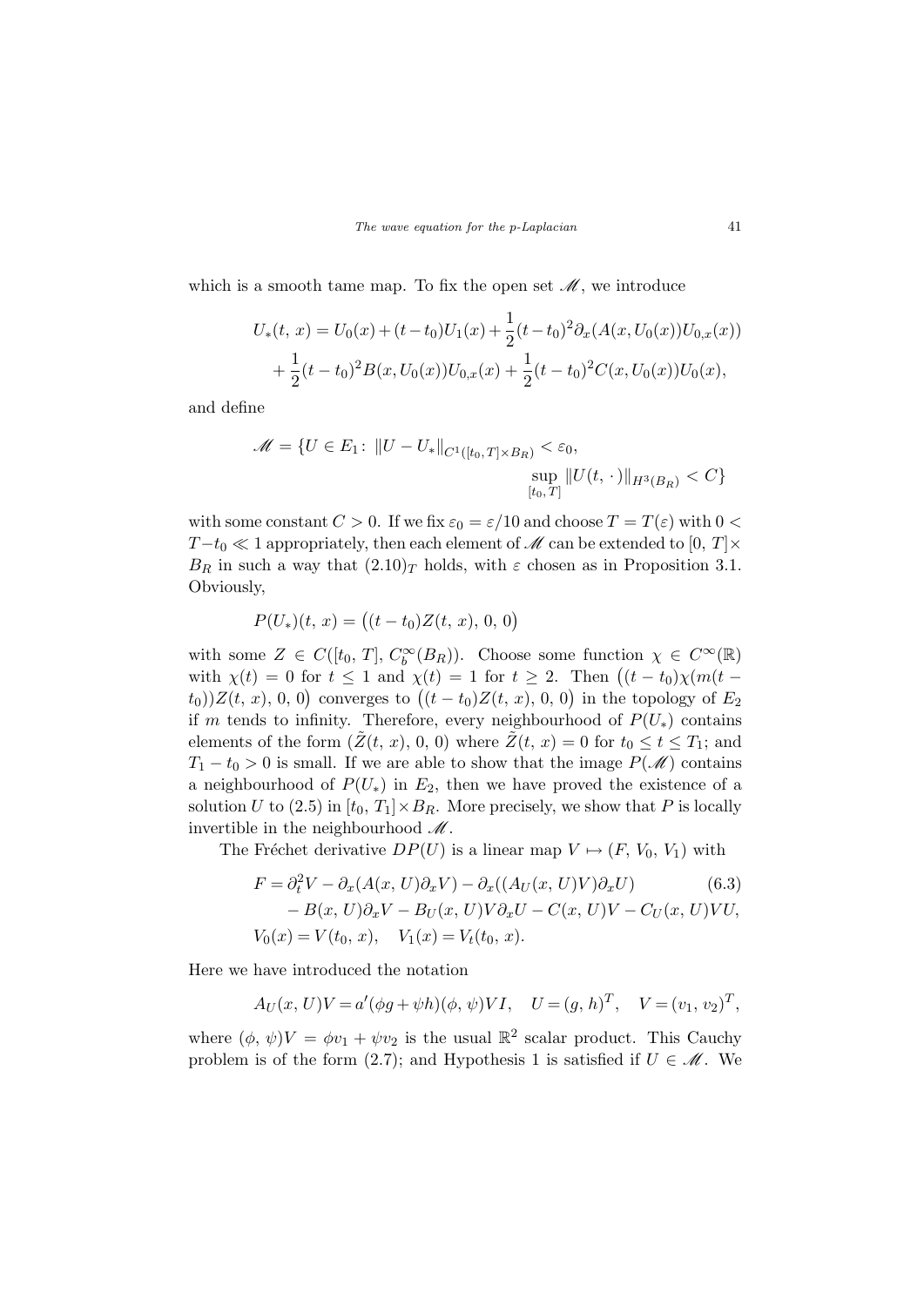which is a smooth tame map. To fix the open set $\mathscr{M}$, we introduce

$$U_*(t,\,x) = U_0(x) + (t-t_0)U_1(x) + \frac{1}{2}(t-t_0)^2\partial_x(A(x,U_0(x))U_{0,x}(x)) + \frac{1}{2}(t-t_0)^2 B(x,U_0(x))U_{0,x}(x) + \frac{1}{2}(t-t_0)^2 C(x,U_0(x))U_0(x),$$

and define

$$\mathscr{M} = \{U \in E_1\colon\ \|U - U_*\|_{C^1([t_0,\,T]\times B_R)} < \varepsilon_0,\ \sup_{[t_0,\,T]} \|U(t,\,\cdot)\|_{H^3(B_R)} < C\}$$

with some constant $C > 0$. If we fix $\varepsilon_0 = \varepsilon/10$ and choose $T = T(\varepsilon)$ with $0 < T - t_0 \ll 1$ appropriately, then each element of $\mathscr{M}$ can be extended to $[0,\,T]\times B_R$ in such a way that $(2.10)_T$ holds, with $\varepsilon$ chosen as in Proposition 3.1. Obviously,

$$P(U_*)(t,\,x) = \big((t-t_0)Z(t,\,x),\,0,\,0\big)$$

with some $Z \in C([t_0,\,T],\,C_b^\infty(B_R))$. Choose some function $\chi \in C^\infty(\mathbb{R})$ with $\chi(t) = 0$ for $t \le 1$ and $\chi(t) = 1$ for $t \ge 2$. Then $\big((t-t_0)\chi(m(t-t_0))Z(t,\,x),\,0,\,0\big)$ converges to $\big((t-t_0)Z(t,\,x),\,0,\,0\big)$ in the topology of $E_2$ if $m$ tends to infinity. Therefore, every neighbourhood of $P(U_*)$ contains elements of the form $(\tilde{Z}(t,\,x),\,0,\,0)$ where $\tilde{Z}(t,\,x) = 0$ for $t_0 \le t \le T_1$; and $T_1 - t_0 > 0$ is small. If we are able to show that the image $P(\mathscr{M})$ contains a neighbourhood of $P(U_*)$ in $E_2$, then we have proved the existence of a solution $U$ to (2.5) in $[t_0,\,T_1]\times B_R$. More precisely, we show that $P$ is locally invertible in the neighbourhood $\mathscr{M}$.

The Fréchet derivative $DP(U)$ is a linear map $V \mapsto (F,\,V_0,\,V_1)$ with

$$\begin{aligned} F &= \partial_t^2 V - \partial_x(A(x,\,U)\partial_x V) - \partial_x((A_U(x,\,U)V)\partial_x U) \qquad (6.3)\\ &\quad - B(x,\,U)\partial_x V - B_U(x,\,U)V\partial_x U - C(x,\,U)V - C_U(x,\,U)VU,\\ V_0(x) &= V(t_0,\,x), \quad V_1(x) = V_t(t_0,\,x). \end{aligned}$$

Here we have introduced the notation

$$A_U(x,\,U)V = a'(\phi g + \psi h)(\phi,\,\psi)VI, \quad U = (g,\,h)^T, \quad V = (v_1,\,v_2)^T,$$

where $(\phi,\,\psi)V = \phi v_1 + \psi v_2$ is the usual $\mathbb{R}^2$ scalar product. This Cauchy problem is of the form (2.7); and Hypothesis 1 is satisfied if $U \in \mathscr{M}$. We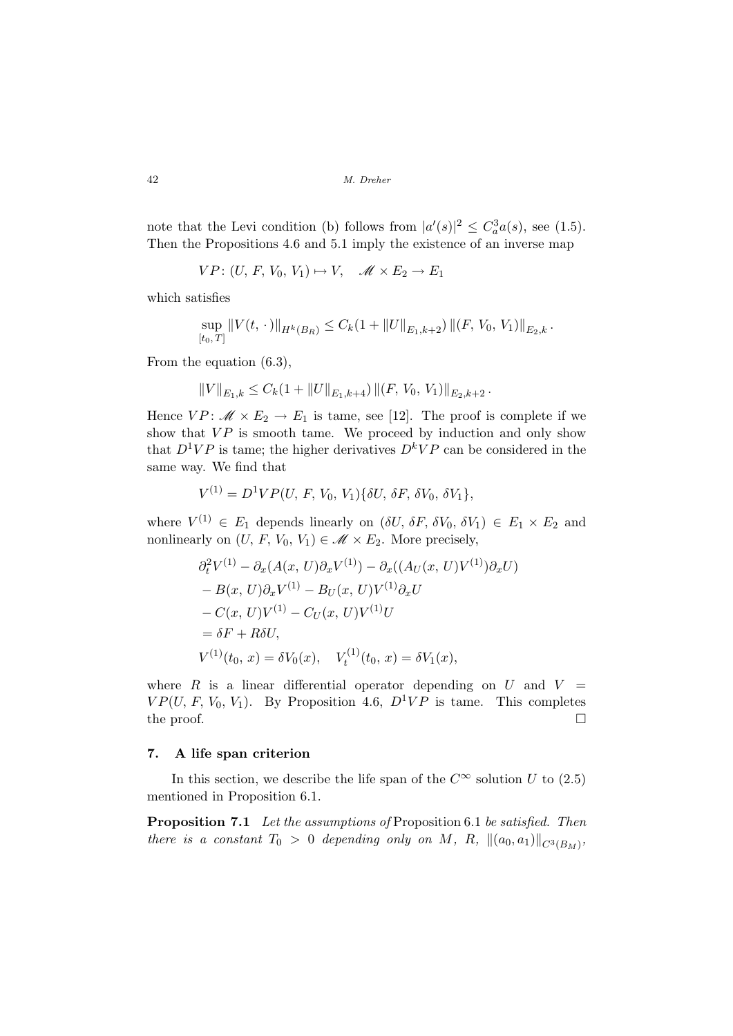note that the Levi condition (b) follows from $|a'(s)|^2 \le C_a^3 a(s)$, see (1.5). Then the Propositions 4.6 and 5.1 imply the existence of an inverse map

$$VP\colon (U, F, V_0, V_1) \mapsto V, \quad \mathscr{M} \times E_2 \to E_1$$

which satisfies

$$\sup_{[t_0, T]} \|V(t, \cdot)\|_{H^k(B_R)} \le C_k(1 + \|U\|_{E_1, k+2}) \, \|(F, V_0, V_1)\|_{E_2, k} \, .$$

From the equation (6.3),

$$\|V\|_{E_1, k} \le C_k(1 + \|U\|_{E_1, k+4}) \, \|(F, V_0, V_1)\|_{E_2, k+2} \, .$$

Hence $VP\colon \mathscr{M} \times E_2 \to E_1$ is tame, see [12]. The proof is complete if we show that $VP$ is smooth tame. We proceed by induction and only show that $D^1 VP$ is tame; the higher derivatives $D^k VP$ can be considered in the same way. We find that

$$V^{(1)} = D^1 VP(U, F, V_0, V_1)\{\delta U, \delta F, \delta V_0, \delta V_1\},$$

where $V^{(1)} \in E_1$ depends linearly on $(\delta U, \delta F, \delta V_0, \delta V_1) \in E_1 \times E_2$ and nonlinearly on $(U, F, V_0, V_1) \in \mathscr{M} \times E_2$. More precisely,

$$\begin{aligned}
&\partial_t^2 V^{(1)} - \partial_x (A(x, U) \partial_x V^{(1)}) - \partial_x ((A_U(x, U) V^{(1)}) \partial_x U) \\
&- B(x, U) \partial_x V^{(1)} - B_U(x, U) V^{(1)} \partial_x U \\
&- C(x, U) V^{(1)} - C_U(x, U) V^{(1)} U \\
&= \delta F + R \delta U, \\
&V^{(1)}(t_0, x) = \delta V_0(x), \quad V_t^{(1)}(t_0, x) = \delta V_1(x),
\end{aligned}$$

where $R$ is a linear differential operator depending on $U$ and $V = VP(U, F, V_0, V_1)$. By Proposition 4.6, $D^1 VP$ is tame. This completes the proof. $\square$

## 7. A life span criterion

In this section, we describe the life span of the $C^\infty$ solution $U$ to (2.5) mentioned in Proposition 6.1.

**Proposition 7.1** *Let the assumptions of* Proposition 6.1 *be satisfied. Then there is a constant $T_0 > 0$ depending only on $M$, $R$, $\|(a_0, a_1)\|_{C^3(B_M)}$,*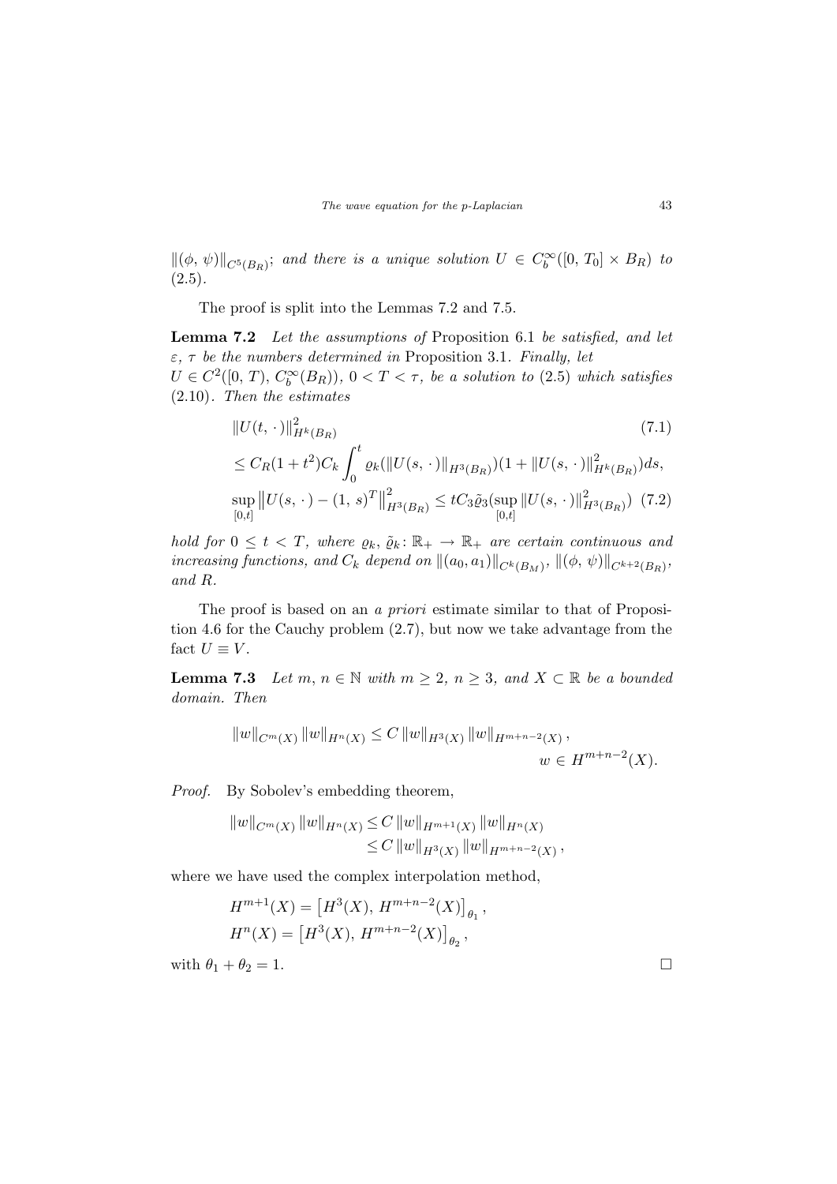$\|(\phi,\,\psi)\|_{C^5(B_R)}$; *and there is a unique solution* $U \in C_b^\infty([0,\,T_0] \times B_R)$ *to* (2.5).

The proof is split into the Lemmas 7.2 and 7.5.

**Lemma 7.2** *Let the assumptions of* Proposition 6.1 *be satisfied, and let* $\varepsilon$, $\tau$ *be the numbers determined in* Proposition 3.1. *Finally, let* $U \in C^2([0,\,T),\, C_b^\infty(B_R))$, $0 < T < \tau$, *be a solution to* (2.5) *which satisfies* (2.10). *Then the estimates*

$$
\begin{aligned}
&\|U(t,\,\cdot)\|^2_{H^k(B_R)} \qquad\qquad\qquad\qquad\qquad\qquad\qquad\qquad (7.1)\\
&\le C_R(1+t^2)C_k \int_0^t \varrho_k(\|U(s,\,\cdot)\|_{H^3(B_R)})(1+\|U(s,\,\cdot)\|^2_{H^k(B_R)})ds,\\
&\sup_{[0,t]} \left\|U(s,\,\cdot) - (1,\,s)^T\right\|^2_{H^3(B_R)} \le tC_3\tilde{\varrho}_3(\sup_{[0,t]} \|U(s,\,\cdot)\|^2_{H^3(B_R)}) \quad (7.2)
\end{aligned}
$$

*hold for* $0 \le t < T$, *where* $\varrho_k$, $\tilde{\varrho}_k \colon \mathbb{R}_+ \to \mathbb{R}_+$ *are certain continuous and increasing functions, and* $C_k$ *depend on* $\|(a_0,\,a_1)\|_{C^k(B_M)}$, $\|(\phi,\,\psi)\|_{C^{k+2}(B_R)}$, *and* $R$.

The proof is based on an *a priori* estimate similar to that of Proposition 4.6 for the Cauchy problem (2.7), but now we take advantage from the fact $U \equiv V$.

**Lemma 7.3** *Let* $m,\,n \in \mathbb{N}$ *with* $m \ge 2$, $n \ge 3$, *and* $X \subset \mathbb{R}$ *be a bounded domain. Then*

$$
\|w\|_{C^m(X)}\,\|w\|_{H^n(X)} \le C\,\|w\|_{H^3(X)}\,\|w\|_{H^{m+n-2}(X)}\,, \qquad w \in H^{m+n-2}(X).
$$

*Proof.* By Sobolev's embedding theorem,

$$
\begin{aligned}
\|w\|_{C^m(X)}\,\|w\|_{H^n(X)} &\le C\,\|w\|_{H^{m+1}(X)}\,\|w\|_{H^n(X)}\\
&\le C\,\|w\|_{H^3(X)}\,\|w\|_{H^{m+n-2}(X)}\,,
\end{aligned}
$$

where we have used the complex interpolation method,

$$
\begin{aligned}
H^{m+1}(X) &= \left[H^3(X),\,H^{m+n-2}(X)\right]_{\theta_1},\\
H^n(X) &= \left[H^3(X),\,H^{m+n-2}(X)\right]_{\theta_2},
\end{aligned}
$$

with $\theta_1 + \theta_2 = 1$. $\square$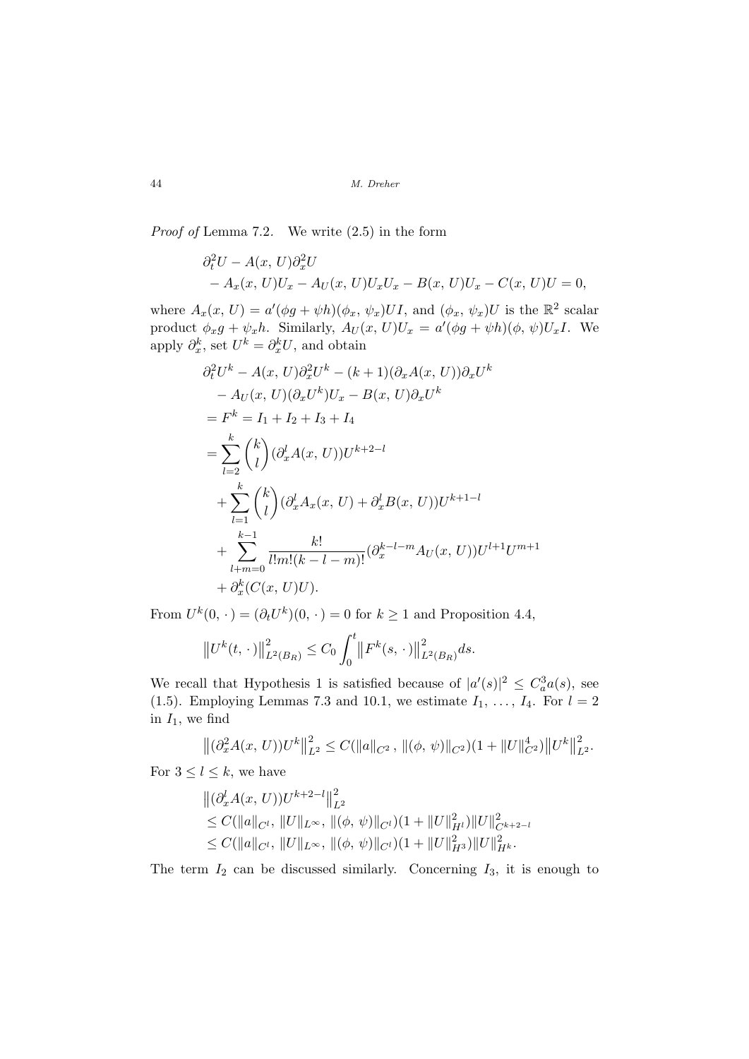*Proof of* Lemma 7.2. We write (2.5) in the form

$$
\begin{aligned}
&\partial_t^2 U - A(x, U)\partial_x^2 U \\
&\quad - A_x(x, U)U_x - A_U(x, U)U_x U_x - B(x, U)U_x - C(x, U)U = 0,
\end{aligned}
$$

where $A_x(x, U) = a'(\phi g + \psi h)(\phi_x, \psi_x)UI$, and $(\phi_x, \psi_x)U$ is the $\mathbb{R}^2$ scalar product $\phi_x g + \psi_x h$. Similarly, $A_U(x, U)U_x = a'(\phi g + \psi h)(\phi, \psi)U_x I$. We apply $\partial_x^k$, set $U^k = \partial_x^k U$, and obtain

$$
\begin{aligned}
&\partial_t^2 U^k - A(x, U)\partial_x^2 U^k - (k+1)(\partial_x A(x, U))\partial_x U^k \\
&\quad - A_U(x, U)(\partial_x U^k)U_x - B(x, U)\partial_x U^k \\
&= F^k = I_1 + I_2 + I_3 + I_4 \\
&= \sum_{l=2}^{k} \binom{k}{l} (\partial_x^l A(x, U))U^{k+2-l} \\
&\quad + \sum_{l=1}^{k} \binom{k}{l} (\partial_x^l A_x(x, U) + \partial_x^l B(x, U))U^{k+1-l} \\
&\quad + \sum_{l+m=0}^{k-1} \frac{k!}{l!m!(k-l-m)!}(\partial_x^{k-l-m} A_U(x, U))U^{l+1}U^{m+1} \\
&\quad + \partial_x^k (C(x, U)U).
\end{aligned}
$$

From $U^k(0, \cdot) = (\partial_t U^k)(0, \cdot) = 0$ for $k \geq 1$ and Proposition 4.4,

$$
\left\| U^k(t, \cdot) \right\|_{L^2(B_R)}^2 \leq C_0 \int_0^t \left\| F^k(s, \cdot) \right\|_{L^2(B_R)}^2 ds.
$$

We recall that Hypothesis 1 is satisfied because of $|a'(s)|^2 \leq C_a^3 a(s)$, see (1.5). Employing Lemmas 7.3 and 10.1, we estimate $I_1, \ldots, I_4$. For $l = 2$ in $I_1$, we find

$$
\left\| (\partial_x^2 A(x, U))U^k \right\|_{L^2}^2 \leq C(\|a\|_{C^2}, \|(\phi, \psi)\|_{C^2})(1 + \|U\|_{C^2}^4)\left\| U^k \right\|_{L^2}^2.
$$

For $3 \leq l \leq k$, we have

$$
\begin{aligned}
&\left\| (\partial_x^l A(x, U))U^{k+2-l} \right\|_{L^2}^2 \\
&\leq C(\|a\|_{C^l}, \|U\|_{L^\infty}, \|(\phi, \psi)\|_{C^l})(1 + \|U\|_{H^l}^2)\|U\|_{C^{k+2-l}}^2 \\
&\leq C(\|a\|_{C^l}, \|U\|_{L^\infty}, \|(\phi, \psi)\|_{C^l})(1 + \|U\|_{H^3}^2)\|U\|_{H^k}^2.
\end{aligned}
$$

The term $I_2$ can be discussed similarly. Concerning $I_3$, it is enough to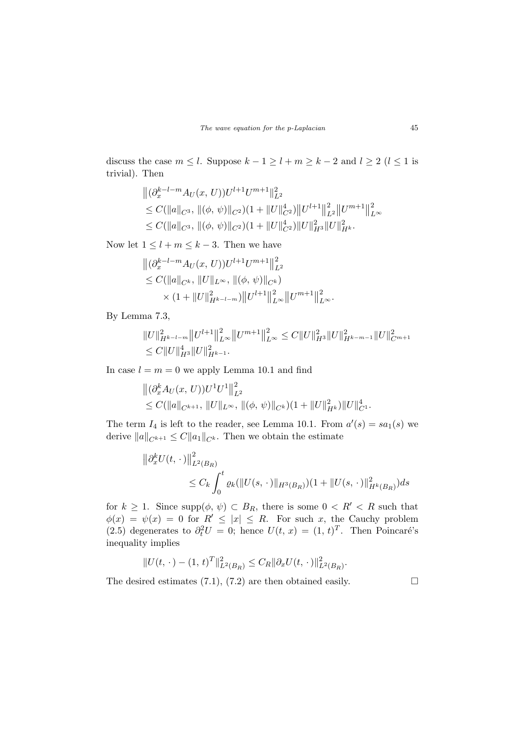discuss the case $m \leq l$. Suppose $k-1 \geq l+m \geq k-2$ and $l \geq 2$ ($l \leq 1$ is trivial). Then

$$
\begin{aligned}
&\big\|(\partial_x^{k-l-m} A_U(x,\,U))U^{l+1}U^{m+1}\big\|_{L^2}^2 \\
&\leq C(\|a\|_{C^3},\,\|(\phi,\,\psi)\|_{C^2})(1+\|U\|_{C^2}^4)\big\|U^{l+1}\big\|_{L^2}^2\big\|U^{m+1}\big\|_{L^\infty}^2 \\
&\leq C(\|a\|_{C^3},\,\|(\phi,\,\psi)\|_{C^2})(1+\|U\|_{C^2}^4)\|U\|_{H^3}^2\|U\|_{H^k}^2.
\end{aligned}
$$

Now let $1 \leq l+m \leq k-3$. Then we have

$$
\begin{aligned}
&\big\|(\partial_x^{k-l-m} A_U(x,\,U))U^{l+1}U^{m+1}\big\|_{L^2}^2 \\
&\leq C(\|a\|_{C^k},\,\|U\|_{L^\infty},\,\|(\phi,\,\psi)\|_{C^k}) \\
&\qquad \times (1+\|U\|_{H^{k-l-m}}^2)\big\|U^{l+1}\big\|_{L^\infty}^2\big\|U^{m+1}\big\|_{L^\infty}^2.
\end{aligned}
$$

By Lemma 7.3,

$$
\begin{aligned}
&\|U\|_{H^{k-l-m}}^2\big\|U^{l+1}\big\|_{L^\infty}^2\big\|U^{m+1}\big\|_{L^\infty}^2 \leq C\|U\|_{H^3}^2\|U\|_{H^{k-m-1}}^2\|U\|_{C^{m+1}}^2 \\
&\leq C\|U\|_{H^3}^4\|U\|_{H^{k-1}}^2.
\end{aligned}
$$

In case $l=m=0$ we apply Lemma 10.1 and find

$$
\begin{aligned}
&\big\|(\partial_x^k A_U(x,\,U))U^1U^1\big\|_{L^2}^2 \\
&\leq C(\|a\|_{C^{k+1}},\,\|U\|_{L^\infty},\,\|(\phi,\,\psi)\|_{C^k})(1+\|U\|_{H^k}^2)\|U\|_{C^1}^4.
\end{aligned}
$$

The term $I_4$ is left to the reader, see Lemma 10.1. From $a'(s)=sa_1(s)$ we derive $\|a\|_{C^{k+1}} \leq C\|a_1\|_{C^k}$. Then we obtain the estimate

$$
\begin{aligned}
&\big\|\partial_x^k U(t,\,\cdot\,)\big\|_{L^2(B_R)}^2 \\
&\qquad \leq C_k\int_0^t \varrho_k(\|U(s,\,\cdot\,)\|_{H^3(B_R)})(1+\|U(s,\,\cdot\,)\|_{H^k(B_R)}^2)ds
\end{aligned}
$$

for $k \geq 1$. Since $\operatorname{supp}(\phi,\,\psi) \subset B_R$, there is some $0 < R' < R$ such that $\phi(x)=\psi(x)=0$ for $R' \leq |x| \leq R$. For such $x$, the Cauchy problem (2.5) degenerates to $\partial_t^2 U = 0$; hence $U(t,\,x)=(1,\,t)^T$. Then Poincaré's inequality implies

$$
\|U(t,\,\cdot\,)-(1,\,t)^T\|_{L^2(B_R)}^2 \leq C_R\|\partial_x U(t,\,\cdot\,)\|_{L^2(B_R)}^2.
$$

The desired estimates (7.1), (7.2) are then obtained easily. $\square$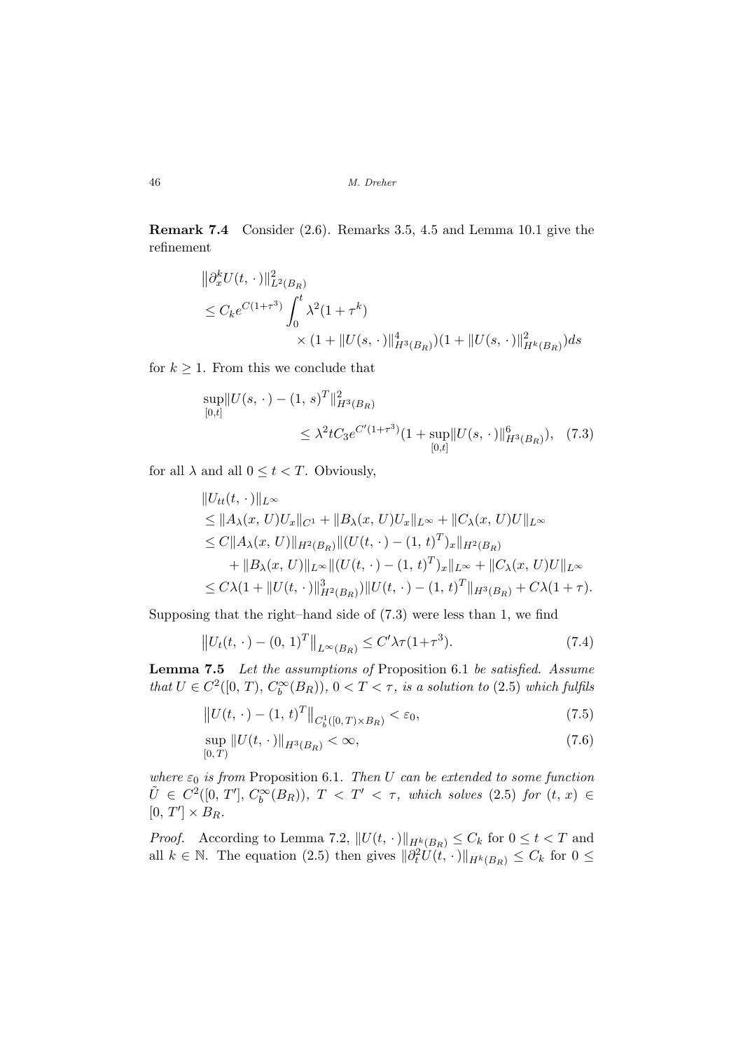**Remark 7.4** Consider (2.6). Remarks 3.5, 4.5 and Lemma 10.1 give the refinement

$$
\begin{aligned}
&\left\|\partial_x^k U(t,\,\cdot\,)\right\|^2_{L^2(B_R)} \\
&\le C_k e^{C(1+\tau^3)} \int_0^t \lambda^2(1+\tau^k) \\
&\qquad\qquad \times (1+\|U(s,\,\cdot\,)\|^4_{H^3(B_R)})(1+\|U(s,\,\cdot\,)\|^2_{H^k(B_R)})ds
\end{aligned}
$$

for $k \ge 1$. From this we conclude that

$$
\begin{aligned}
&\sup_{[0,t]} \|U(s,\,\cdot\,) - (1,\,s)^T\|^2_{H^3(B_R)} \\
&\qquad\qquad \le \lambda^2 t C_3 e^{C'(1+\tau^3)}(1+\sup_{[0,t]}\|U(s,\,\cdot\,)\|^6_{H^3(B_R)}), \quad (7.3)
\end{aligned}
$$

for all $\lambda$ and all $0 \le t < T$. Obviously,

$$
\begin{aligned}
&\|U_{tt}(t,\,\cdot\,)\|_{L^\infty} \\
&\le \|A_\lambda(x,\,U)U_x\|_{C^1} + \|B_\lambda(x,\,U)U_x\|_{L^\infty} + \|C_\lambda(x,\,U)U\|_{L^\infty} \\
&\le C\|A_\lambda(x,\,U)\|_{H^2(B_R)}\|(U(t,\,\cdot\,) - (1,\,t)^T)_x\|_{H^2(B_R)} \\
&\qquad + \|B_\lambda(x,\,U)\|_{L^\infty}\|(U(t,\,\cdot\,) - (1,\,t)^T)_x\|_{L^\infty} + \|C_\lambda(x,\,U)U\|_{L^\infty} \\
&\le C\lambda(1+\|U(t,\,\cdot\,)\|^3_{H^2(B_R)})\|U(t,\,\cdot\,) - (1,\,t)^T\|_{H^3(B_R)} + C\lambda(1+\tau).
\end{aligned}
$$

Supposing that the right–hand side of (7.3) were less than 1, we find

$$
\left\|U_t(t,\,\cdot\,) - (0,\,1)^T\right\|_{L^\infty(B_R)} \le C'\lambda\tau(1+\tau^3). \quad (7.4)
$$

**Lemma 7.5** *Let the assumptions of* Proposition 6.1 *be satisfied. Assume that* $U \in C^2([0,\,T),\,C_b^\infty(B_R))$, $0 < T < \tau$, *is a solution to* (2.5) *which fulfils*

$$
\left\|U(t,\,\cdot\,) - (1,\,t)^T\right\|_{C_b^1([0,\,T)\times B_R)} < \varepsilon_0, \quad (7.5)
$$

$$
\sup_{[0,\,T)} \|U(t,\,\cdot\,)\|_{H^3(B_R)} < \infty, \quad (7.6)
$$

*where* $\varepsilon_0$ *is from* Proposition 6.1. *Then* $U$ *can be extended to some function* $\tilde U \in C^2([0,\,T'],\,C_b^\infty(B_R))$, $T < T' < \tau$, *which solves* (2.5) *for* $(t,\,x) \in [0,\,T'] \times B_R$.

*Proof.* According to Lemma 7.2, $\|U(t,\,\cdot\,)\|_{H^k(B_R)} \le C_k$ for $0 \le t < T$ and all $k \in \mathbb{N}$. The equation (2.5) then gives $\|\partial_t^2 U(t,\,\cdot\,)\|_{H^k(B_R)} \le C_k$ for $0 \le$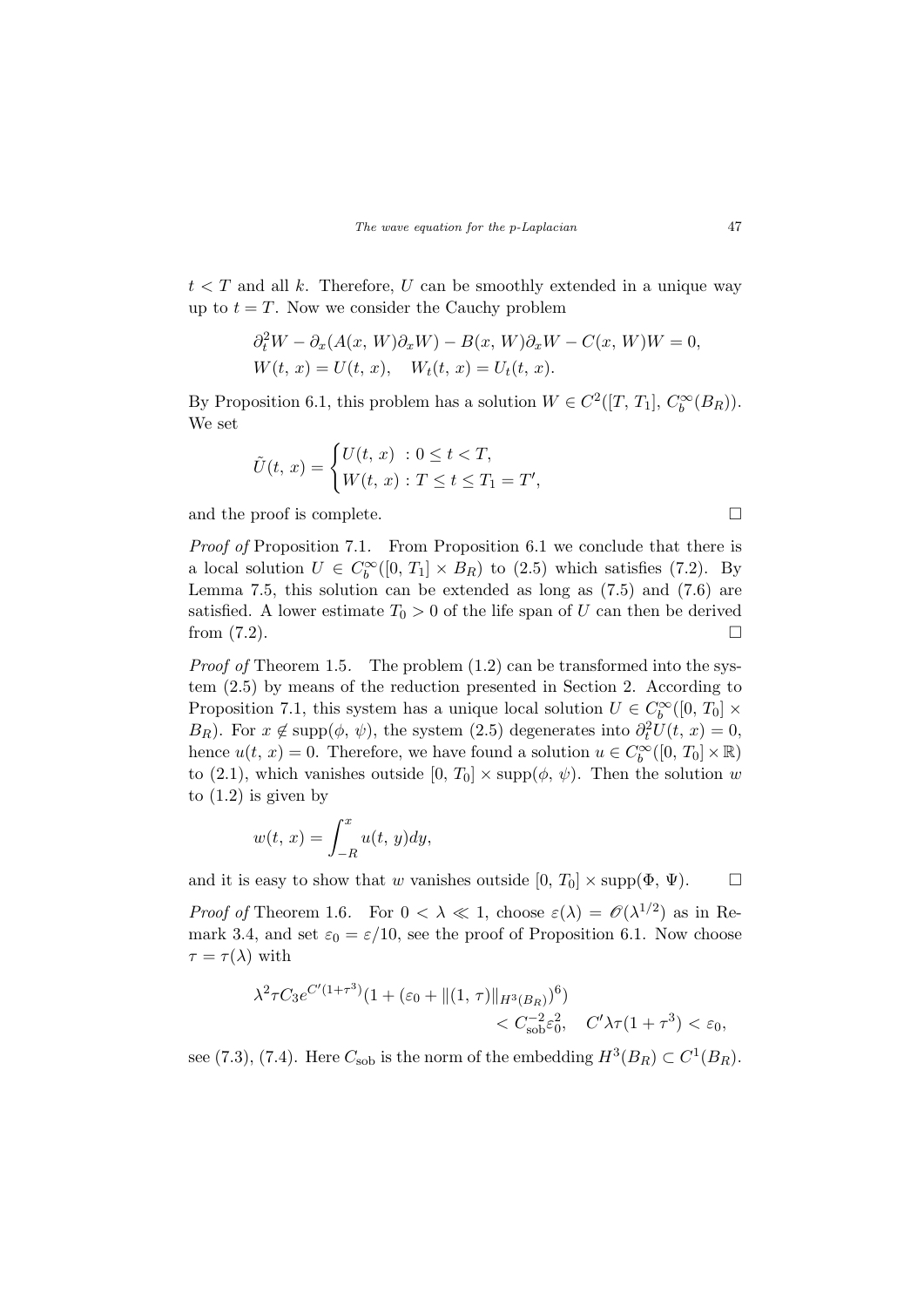$t < T$ and all $k$. Therefore, $U$ can be smoothly extended in a unique way up to $t = T$. Now we consider the Cauchy problem

$$\partial_t^2 W - \partial_x(A(x, W)\partial_x W) - B(x, W)\partial_x W - C(x, W)W = 0,$$
$$W(t, x) = U(t, x), \quad W_t(t, x) = U_t(t, x).$$

By Proposition 6.1, this problem has a solution $W \in C^2([T, T_1], C_b^\infty(B_R))$. We set

$$\tilde{U}(t, x) = \begin{cases} U(t, x) & : 0 \le t < T, \\ W(t, x) : T \le t \le T_1 = T', \end{cases}$$

and the proof is complete. □

*Proof of* Proposition 7.1. From Proposition 6.1 we conclude that there is a local solution $U \in C_b^\infty([0, T_1] \times B_R)$ to (2.5) which satisfies (7.2). By Lemma 7.5, this solution can be extended as long as (7.5) and (7.6) are satisfied. A lower estimate $T_0 > 0$ of the life span of $U$ can then be derived from (7.2). □

*Proof of* Theorem 1.5. The problem (1.2) can be transformed into the system (2.5) by means of the reduction presented in Section 2. According to Proposition 7.1, this system has a unique local solution $U \in C_b^\infty([0, T_0] \times B_R)$. For $x \notin \operatorname{supp}(\phi, \psi)$, the system (2.5) degenerates into $\partial_t^2 U(t, x) = 0$, hence $u(t, x) = 0$. Therefore, we have found a solution $u \in C_b^\infty([0, T_0] \times \mathbb{R})$ to (2.1), which vanishes outside $[0, T_0] \times \operatorname{supp}(\phi, \psi)$. Then the solution $w$ to (1.2) is given by

$$w(t, x) = \int_{-R}^{x} u(t, y)dy,$$

and it is easy to show that $w$ vanishes outside $[0, T_0] \times \operatorname{supp}(\Phi, \Psi)$. □

*Proof of* Theorem 1.6. For $0 < \lambda \ll 1$, choose $\varepsilon(\lambda) = \mathscr{O}(\lambda^{1/2})$ as in Remark 3.4, and set $\varepsilon_0 = \varepsilon/10$, see the proof of Proposition 6.1. Now choose $\tau = \tau(\lambda)$ with

$$\lambda^2 \tau C_3 e^{C'(1+\tau^3)}(1 + (\varepsilon_0 + \|(1, \tau)\|_{H^3(B_R)})^6) < C_{\text{sob}}^{-2}\varepsilon_0^2, \quad C'\lambda\tau(1 + \tau^3) < \varepsilon_0,$$

see (7.3), (7.4). Here $C_{\text{sob}}$ is the norm of the embedding $H^3(B_R) \subset C^1(B_R)$.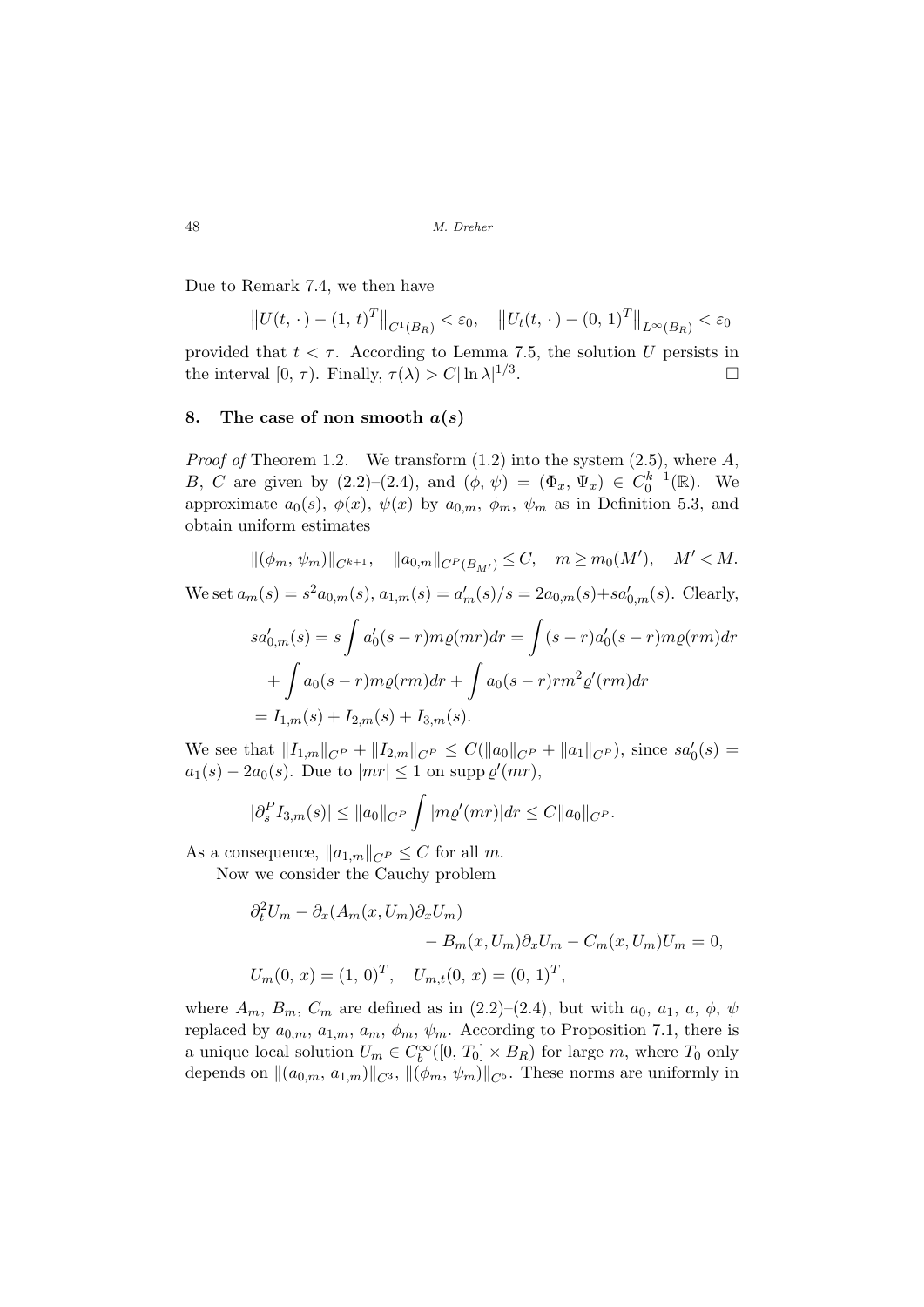Due to Remark 7.4, we then have

$$\left\|U(t,\,\cdot\,)-(1,\,t)^T\right\|_{C^1(B_R)}<\varepsilon_0,\quad \left\|U_t(t,\,\cdot\,)-(0,\,1)^T\right\|_{L^\infty(B_R)}<\varepsilon_0$$

provided that $t<\tau$. According to Lemma 7.5, the solution $U$ persists in the interval $[0,\,\tau)$. Finally, $\tau(\lambda)>C|\ln\lambda|^{1/3}$. □

## 8. The case of non smooth $a(s)$

*Proof of* Theorem 1.2. We transform (1.2) into the system (2.5), where $A$, $B$, $C$ are given by (2.2)–(2.4), and $(\phi,\,\psi)=(\Phi_x,\,\Psi_x)\in C_0^{k+1}(\mathbb{R})$. We approximate $a_0(s)$, $\phi(x)$, $\psi(x)$ by $a_{0,m}$, $\phi_m$, $\psi_m$ as in Definition 5.3, and obtain uniform estimates

$$\|(\phi_m,\,\psi_m)\|_{C^{k+1}},\quad \|a_{0,m}\|_{C^P(B_{M'})}\leq C,\quad m\geq m_0(M'),\quad M'<M.$$

We set $a_m(s)=s^2a_{0,m}(s)$, $a_{1,m}(s)=a_m'(s)/s=2a_{0,m}(s)+sa_{0,m}'(s)$. Clearly,

$$\begin{aligned}
sa_{0,m}'(s)&=s\int a_0'(s-r)m\varrho(mr)dr=\int(s-r)a_0'(s-r)m\varrho(rm)dr\\
&\quad+\int a_0(s-r)m\varrho(rm)dr+\int a_0(s-r)rm^2\varrho'(rm)dr\\
&=I_{1,m}(s)+I_{2,m}(s)+I_{3,m}(s).
\end{aligned}$$

We see that $\|I_{1,m}\|_{C^P}+\|I_{2,m}\|_{C^P}\leq C(\|a_0\|_{C^P}+\|a_1\|_{C^P})$, since $sa_0'(s)=a_1(s)-2a_0(s)$. Due to $|mr|\leq 1$ on $\operatorname{supp}\varrho'(mr)$,

$$|\partial_s^P I_{3,m}(s)|\leq\|a_0\|_{C^P}\int|m\varrho'(mr)|dr\leq C\|a_0\|_{C^P}.$$

As a consequence, $\|a_{1,m}\|_{C^P}\leq C$ for all $m$.

Now we consider the Cauchy problem

$$\begin{aligned}
&\partial_t^2U_m-\partial_x(A_m(x,U_m)\partial_xU_m)\\
&\qquad\qquad\qquad-B_m(x,U_m)\partial_xU_m-C_m(x,U_m)U_m=0,\\
&U_m(0,\,x)=(1,\,0)^T,\quad U_{m,t}(0,\,x)=(0,\,1)^T,
\end{aligned}$$

where $A_m$, $B_m$, $C_m$ are defined as in (2.2)–(2.4), but with $a_0$, $a_1$, $a$, $\phi$, $\psi$ replaced by $a_{0,m}$, $a_{1,m}$, $a_m$, $\phi_m$, $\psi_m$. According to Proposition 7.1, there is a unique local solution $U_m\in C_b^\infty([0,\,T_0]\times B_R)$ for large $m$, where $T_0$ only depends on $\|(a_{0,m},\,a_{1,m})\|_{C^3}$, $\|(\phi_m,\,\psi_m)\|_{C^5}$. These norms are uniformly in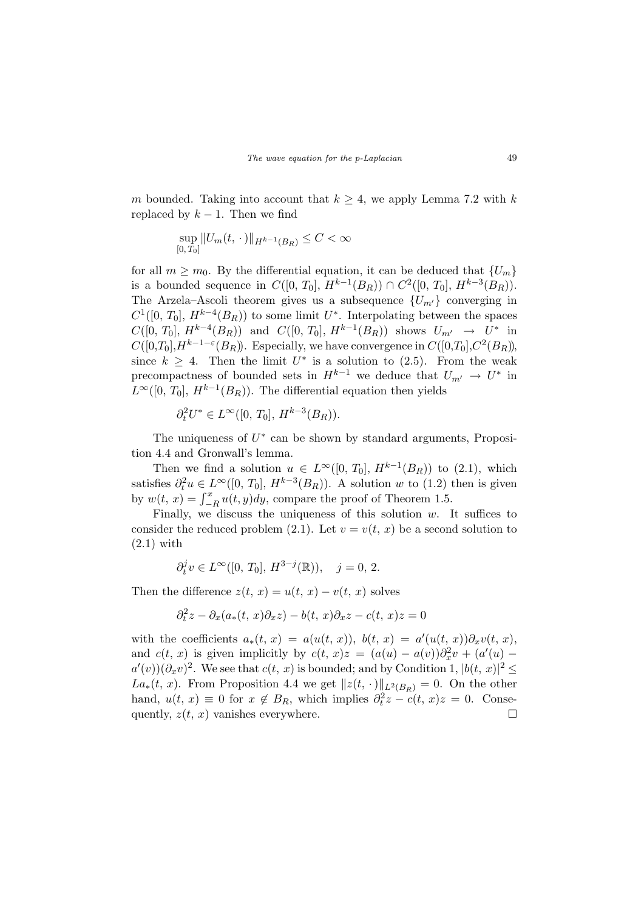$m$ bounded. Taking into account that $k \geq 4$, we apply Lemma 7.2 with $k$ replaced by $k-1$. Then we find

$$\sup_{[0,\,T_0]} \|U_m(t,\,\cdot\,)\|_{H^{k-1}(B_R)} \leq C < \infty$$

for all $m \geq m_0$. By the differential equation, it can be deduced that $\{U_m\}$ is a bounded sequence in $C([0,\,T_0],\,H^{k-1}(B_R)) \cap C^2([0,\,T_0],\,H^{k-3}(B_R))$. The Arzela–Ascoli theorem gives us a subsequence $\{U_{m'}\}$ converging in $C^1([0,\,T_0],\,H^{k-4}(B_R))$ to some limit $U^*$. Interpolating between the spaces $C([0,\,T_0],\,H^{k-4}(B_R))$ and $C([0,\,T_0],\,H^{k-1}(B_R))$ shows $U_{m'} \to U^*$ in $C([0,T_0],H^{k-1-\varepsilon}(B_R))$. Especially, we have convergence in $C([0,T_0],C^2(B_R))$, since $k \geq 4$. Then the limit $U^*$ is a solution to (2.5). From the weak precompactness of bounded sets in $H^{k-1}$ we deduce that $U_{m'} \to U^*$ in $L^\infty([0,\,T_0],\,H^{k-1}(B_R))$. The differential equation then yields

$$\partial_t^2 U^* \in L^\infty([0,\,T_0],\,H^{k-3}(B_R)).$$

The uniqueness of $U^*$ can be shown by standard arguments, Proposition 4.4 and Gronwall's lemma.

Then we find a solution $u \in L^\infty([0,\,T_0],\,H^{k-1}(B_R))$ to (2.1), which satisfies $\partial_t^2 u \in L^\infty([0,\,T_0],\,H^{k-3}(B_R))$. A solution $w$ to (1.2) then is given by $w(t,\,x) = \int_{-R}^{x} u(t,y)dy$, compare the proof of Theorem 1.5.

Finally, we discuss the uniqueness of this solution $w$. It suffices to consider the reduced problem (2.1). Let $v = v(t,\,x)$ be a second solution to (2.1) with

$$\partial_t^j v \in L^\infty([0,\,T_0],\,H^{3-j}(\mathbb{R})), \quad j = 0,\,2.$$

Then the difference $z(t,\,x) = u(t,\,x) - v(t,\,x)$ solves

$$\partial_t^2 z - \partial_x(a_*(t,\,x)\partial_x z) - b(t,\,x)\partial_x z - c(t,\,x)z = 0$$

with the coefficients $a_*(t,\,x) = a(u(t,\,x))$, $b(t,\,x) = a'(u(t,\,x))\partial_x v(t,\,x)$, and $c(t,\,x)$ is given implicitly by $c(t,\,x)z = (a(u) - a(v))\partial_x^2 v + (a'(u) - a'(v))(\partial_x v)^2$. We see that $c(t,\,x)$ is bounded; and by Condition 1, $|b(t,\,x)|^2 \leq La_*(t,\,x)$. From Proposition 4.4 we get $\|z(t,\,\cdot\,)\|_{L^2(B_R)} = 0$. On the other hand, $u(t,\,x) \equiv 0$ for $x \notin B_R$, which implies $\partial_t^2 z - c(t,\,x)z = 0$. Consequently, $z(t,\,x)$ vanishes everywhere. $\square$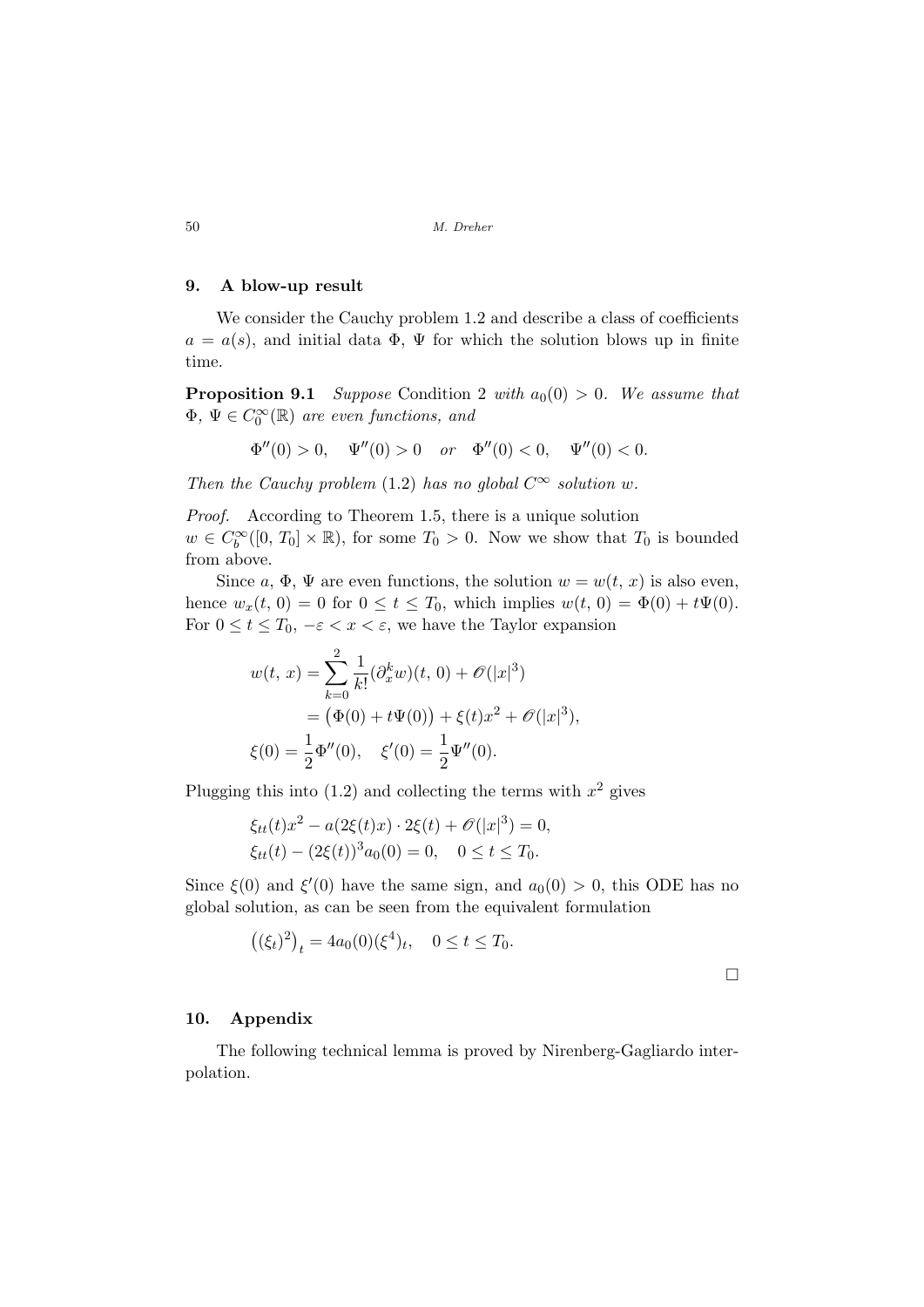## 9. A blow-up result

We consider the Cauchy problem 1.2 and describe a class of coefficients $a = a(s)$, and initial data $\Phi$, $\Psi$ for which the solution blows up in finite time.

**Proposition 9.1** *Suppose* Condition 2 *with* $a_0(0) > 0$. *We assume that* $\Phi,\, \Psi \in C_0^\infty(\mathbb{R})$ *are even functions, and*

$$\Phi''(0) > 0, \quad \Psi''(0) > 0 \quad or \quad \Phi''(0) < 0, \quad \Psi''(0) < 0.$$

*Then the Cauchy problem* (1.2) *has no global* $C^\infty$ *solution* $w$.

*Proof.* According to Theorem 1.5, there is a unique solution $w \in C_b^\infty([0,\, T_0] \times \mathbb{R})$, for some $T_0 > 0$. Now we show that $T_0$ is bounded from above.

Since $a$, $\Phi$, $\Psi$ are even functions, the solution $w = w(t,\, x)$ is also even, hence $w_x(t,\, 0) = 0$ for $0 \le t \le T_0$, which implies $w(t,\, 0) = \Phi(0) + t\Psi(0)$. For $0 \le t \le T_0$, $-\varepsilon < x < \varepsilon$, we have the Taylor expansion

$$\begin{aligned}
w(t,\, x) &= \sum_{k=0}^{2} \frac{1}{k!} (\partial_x^k w)(t,\, 0) + \mathscr{O}(|x|^3) \\
&= \big(\Phi(0) + t\Psi(0)\big) + \xi(t) x^2 + \mathscr{O}(|x|^3), \\
\xi(0) &= \frac{1}{2}\Phi''(0), \quad \xi'(0) = \frac{1}{2}\Psi''(0).
\end{aligned}$$

Plugging this into (1.2) and collecting the terms with $x^2$ gives

$$\begin{aligned}
&\xi_{tt}(t) x^2 - a(2\xi(t)x) \cdot 2\xi(t) + \mathscr{O}(|x|^3) = 0, \\
&\xi_{tt}(t) - (2\xi(t))^3 a_0(0) = 0, \quad 0 \le t \le T_0.
\end{aligned}$$

Since $\xi(0)$ and $\xi'(0)$ have the same sign, and $a_0(0) > 0$, this ODE has no global solution, as can be seen from the equivalent formulation

$$\big((\xi_t)^2\big)_t = 4a_0(0)(\xi^4)_t, \quad 0 \le t \le T_0.$$

□

## 10. Appendix

The following technical lemma is proved by Nirenberg-Gagliardo interpolation.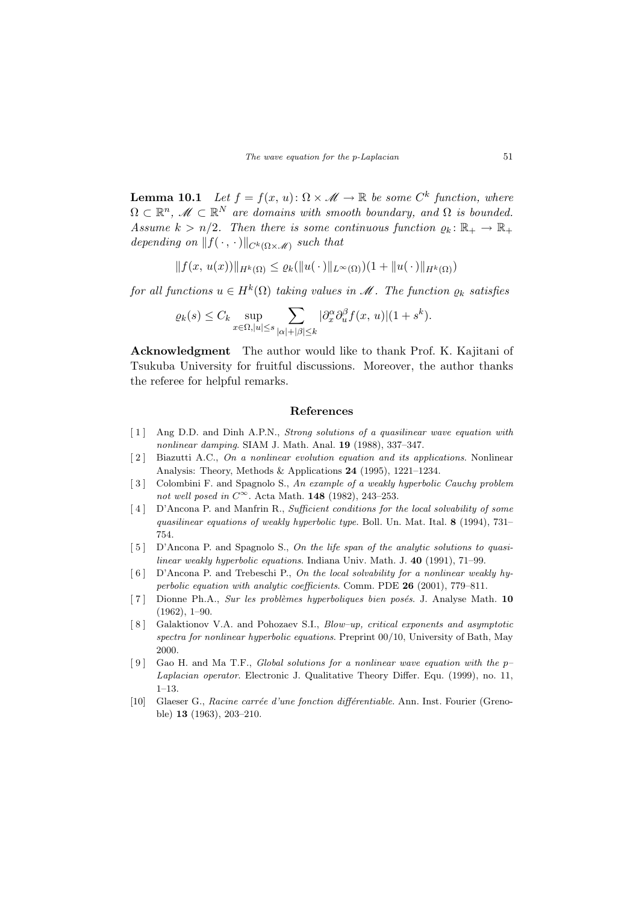**Lemma 10.1** *Let $f = f(x, u) \colon \Omega \times \mathscr{M} \to \mathbb{R}$ be some $C^k$ function, where $\Omega \subset \mathbb{R}^n$, $\mathscr{M} \subset \mathbb{R}^N$ are domains with smooth boundary, and $\Omega$ is bounded. Assume $k > n/2$. Then there is some continuous function $\varrho_k \colon \mathbb{R}_+ \to \mathbb{R}_+$ depending on $\|f(\,\cdot\,,\,\cdot\,)\|_{C^k(\Omega\times\mathscr{M})}$ such that*

$$\|f(x,\, u(x))\|_{H^k(\Omega)} \leq \varrho_k(\|u(\,\cdot\,)\|_{L^\infty(\Omega)})(1 + \|u(\,\cdot\,)\|_{H^k(\Omega)})$$

*for all functions $u \in H^k(\Omega)$ taking values in $\mathscr{M}$. The function $\varrho_k$ satisfies*

$$\varrho_k(s) \leq C_k \sup_{x\in\Omega, |u|\leq s} \sum_{|\alpha|+|\beta|\leq k} |\partial_x^\alpha \partial_u^\beta f(x,\, u)|(1 + s^k).$$

**Acknowledgment** The author would like to thank Prof. K. Kajitani of Tsukuba University for fruitful discussions. Moreover, the author thanks the referee for helpful remarks.

## References

[1] Ang D.D. and Dinh A.P.N., *Strong solutions of a quasilinear wave equation with nonlinear damping*. SIAM J. Math. Anal. **19** (1988), 337–347.

[2] Biazutti A.C., *On a nonlinear evolution equation and its applications*. Nonlinear Analysis: Theory, Methods & Applications **24** (1995), 1221–1234.

[3] Colombini F. and Spagnolo S., *An example of a weakly hyperbolic Cauchy problem not well posed in $C^\infty$*. Acta Math. **148** (1982), 243–253.

[4] D'Ancona P. and Manfrin R., *Sufficient conditions for the local solvability of some quasilinear equations of weakly hyperbolic type*. Boll. Un. Mat. Ital. **8** (1994), 731–754.

[5] D'Ancona P. and Spagnolo S., *On the life span of the analytic solutions to quasilinear weakly hyperbolic equations*. Indiana Univ. Math. J. **40** (1991), 71–99.

[6] D'Ancona P. and Trebeschi P., *On the local solvability for a nonlinear weakly hyperbolic equation with analytic coefficients*. Comm. PDE **26** (2001), 779–811.

[7] Dionne Ph.A., *Sur les problèmes hyperboliques bien posés*. J. Analyse Math. **10** (1962), 1–90.

[8] Galaktionov V.A. and Pohozaev S.I., *Blow–up, critical exponents and asymptotic spectra for nonlinear hyperbolic equations*. Preprint 00/10, University of Bath, May 2000.

[9] Gao H. and Ma T.F., *Global solutions for a nonlinear wave equation with the p–Laplacian operator*. Electronic J. Qualitative Theory Differ. Equ. (1999), no. 11, 1–13.

[10] Glaeser G., *Racine carrée d'une fonction différentiable*. Ann. Inst. Fourier (Grenoble) **13** (1963), 203–210.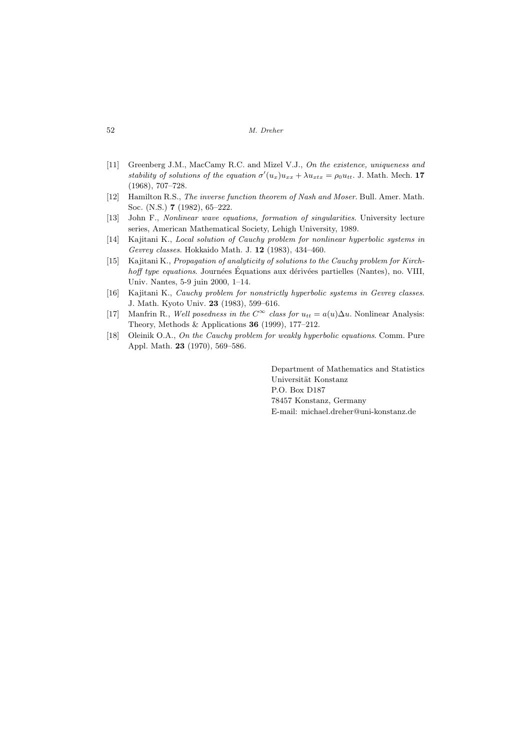[11] Greenberg J.M., MacCamy R.C. and Mizel V.J., *On the existence, uniqueness and stability of solutions of the equation* $\sigma'(u_x)u_{xx} + \lambda u_{xtx} = \rho_0 u_{tt}$. J. Math. Mech. **17** (1968), 707–728.

[12] Hamilton R.S., *The inverse function theorem of Nash and Moser*. Bull. Amer. Math. Soc. (N.S.) **7** (1982), 65–222.

[13] John F., *Nonlinear wave equations, formation of singularities*. University lecture series, American Mathematical Society, Lehigh University, 1989.

[14] Kajitani K., *Local solution of Cauchy problem for nonlinear hyperbolic systems in Gevrey classes*. Hokkaido Math. J. **12** (1983), 434–460.

[15] Kajitani K., *Propagation of analyticity of solutions to the Cauchy problem for Kirchhoff type equations*. Journées Équations aux dérivées partielles (Nantes), no. VIII, Univ. Nantes, 5-9 juin 2000, 1–14.

[16] Kajitani K., *Cauchy problem for nonstrictly hyperbolic systems in Gevrey classes*. J. Math. Kyoto Univ. **23** (1983), 599–616.

[17] Manfrin R., *Well posedness in the* $C^\infty$ *class for* $u_{tt} = a(u)\Delta u$. Nonlinear Analysis: Theory, Methods & Applications **36** (1999), 177–212.

[18] Oleinik O.A., *On the Cauchy problem for weakly hyperbolic equations*. Comm. Pure Appl. Math. **23** (1970), 569–586.

Department of Mathematics and Statistics
Universität Konstanz
P.O. Box D187
78457 Konstanz, Germany
E-mail: michael.dreher@uni-konstanz.de